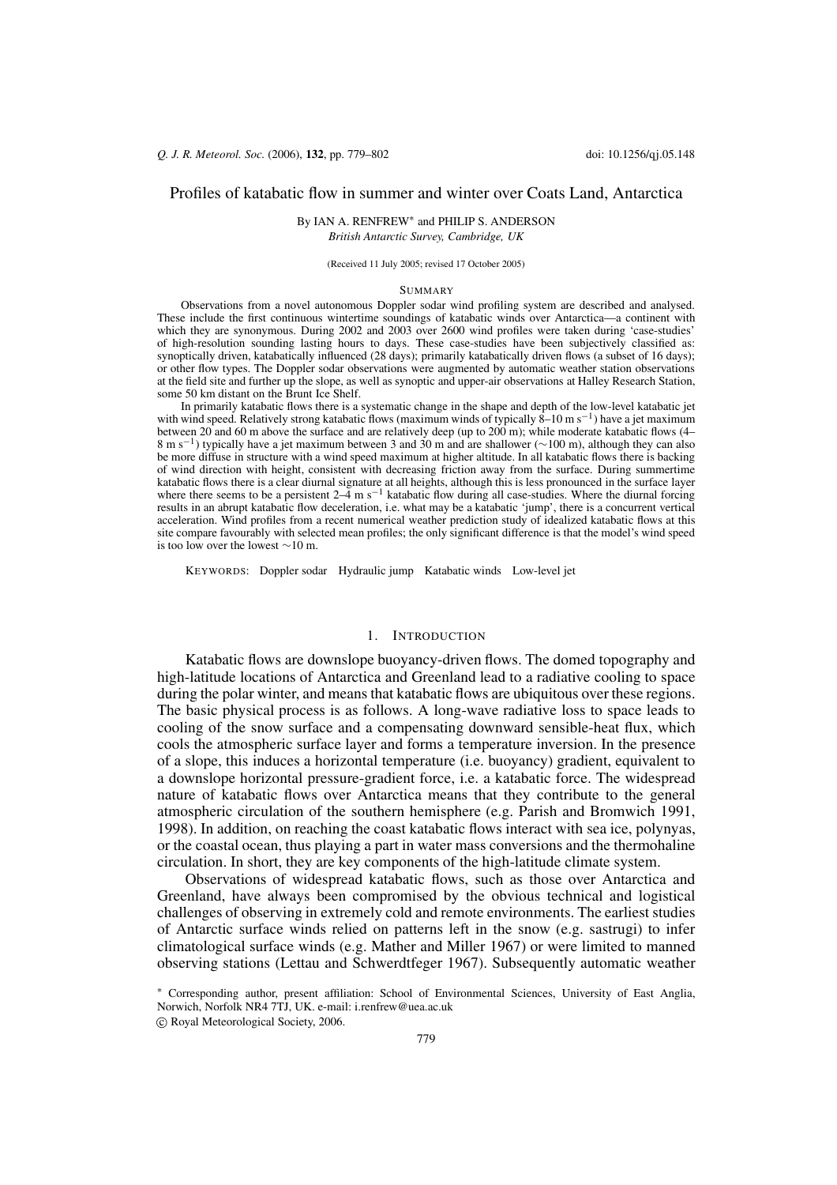# Profiles of katabatic flow in summer and winter over Coats Land, Antarctica

By IAN A. RENFREW* and PHILIP S. ANDERSON

*British Antarctic Survey, Cambridge, UK*

(Received 11 July 2005; revised 17 October 2005)

## Summary

Observations from a novel autonomous Doppler sodar wind profiling system are described and analysed. These include the first continuous wintertime soundings of katabatic winds over Antarctica—a continent with which they are synonymous. During 2002 and 2003 over 2600 wind profiles were taken during 'case-studies' of high-resolution sounding lasting hours to days. These case-studies have been subjectively classified as: synoptically driven, katabatically influenced (28 days); primarily katabatically driven flows (a subset of 16 days); or other flow types. The Doppler sodar observations were augmented by automatic weather station observations at the field site and further up the slope, as well as synoptic and upper-air observations at Halley Research Station, some 50 km distant on the Brunt Ice Shelf.

In primarily katabatic flows there is a systematic change in the shape and depth of the low-level katabatic jet with wind speed. Relatively strong katabatic flows (maximum winds of typically 8–10 m s$^{-1}$) have a jet maximum between 20 and 60 m above the surface and are relatively deep (up to 200 m); while moderate katabatic flows (4–8 m s$^{-1}$) typically have a jet maximum between 3 and 30 m and are shallower (∼100 m), although they can also be more diffuse in structure with a wind speed maximum at higher altitude. In all katabatic flows there is backing of wind direction with height, consistent with decreasing friction away from the surface. During summertime katabatic flows there is a clear diurnal signature at all heights, although this is less pronounced in the surface layer where there seems to be a persistent 2–4 m s$^{-1}$ katabatic flow during all case-studies. Where the diurnal forcing results in an abrupt katabatic flow deceleration, i.e. what may be a katabatic 'jump', there is a concurrent vertical acceleration. Wind profiles from a recent numerical weather prediction study of idealized katabatic flows at this site compare favourably with selected mean profiles; the only significant difference is that the model's wind speed is too low over the lowest ∼10 m.

KEYWORDS: Doppler sodar Hydraulic jump Katabatic winds Low-level jet

## 1. Introduction

Katabatic flows are downslope buoyancy-driven flows. The domed topography and high-latitude locations of Antarctica and Greenland lead to a radiative cooling to space during the polar winter, and means that katabatic flows are ubiquitous over these regions. The basic physical process is as follows. A long-wave radiative loss to space leads to cooling of the snow surface and a compensating downward sensible-heat flux, which cools the atmospheric surface layer and forms a temperature inversion. In the presence of a slope, this induces a horizontal temperature (i.e. buoyancy) gradient, equivalent to a downslope horizontal pressure-gradient force, i.e. a katabatic force. The widespread nature of katabatic flows over Antarctica means that they contribute to the general atmospheric circulation of the southern hemisphere (e.g. Parish and Bromwich 1991, 1998). In addition, on reaching the coast katabatic flows interact with sea ice, polynyas, or the coastal ocean, thus playing a part in water mass conversions and the thermohaline circulation. In short, they are key components of the high-latitude climate system.

Observations of widespread katabatic flows, such as those over Antarctica and Greenland, have always been compromised by the obvious technical and logistical challenges of observing in extremely cold and remote environments. The earliest studies of Antarctic surface winds relied on patterns left in the snow (e.g. sastrugi) to infer climatological surface winds (e.g. Mather and Miller 1967) or were limited to manned observing stations (Lettau and Schwerdtfeger 1967). Subsequently automatic weather

\* Corresponding author, present affiliation: School of Environmental Sciences, University of East Anglia, Norwich, Norfolk NR4 7TJ, UK. e-mail: i.renfrew@uea.ac.uk

© Royal Meteorological Society, 2006.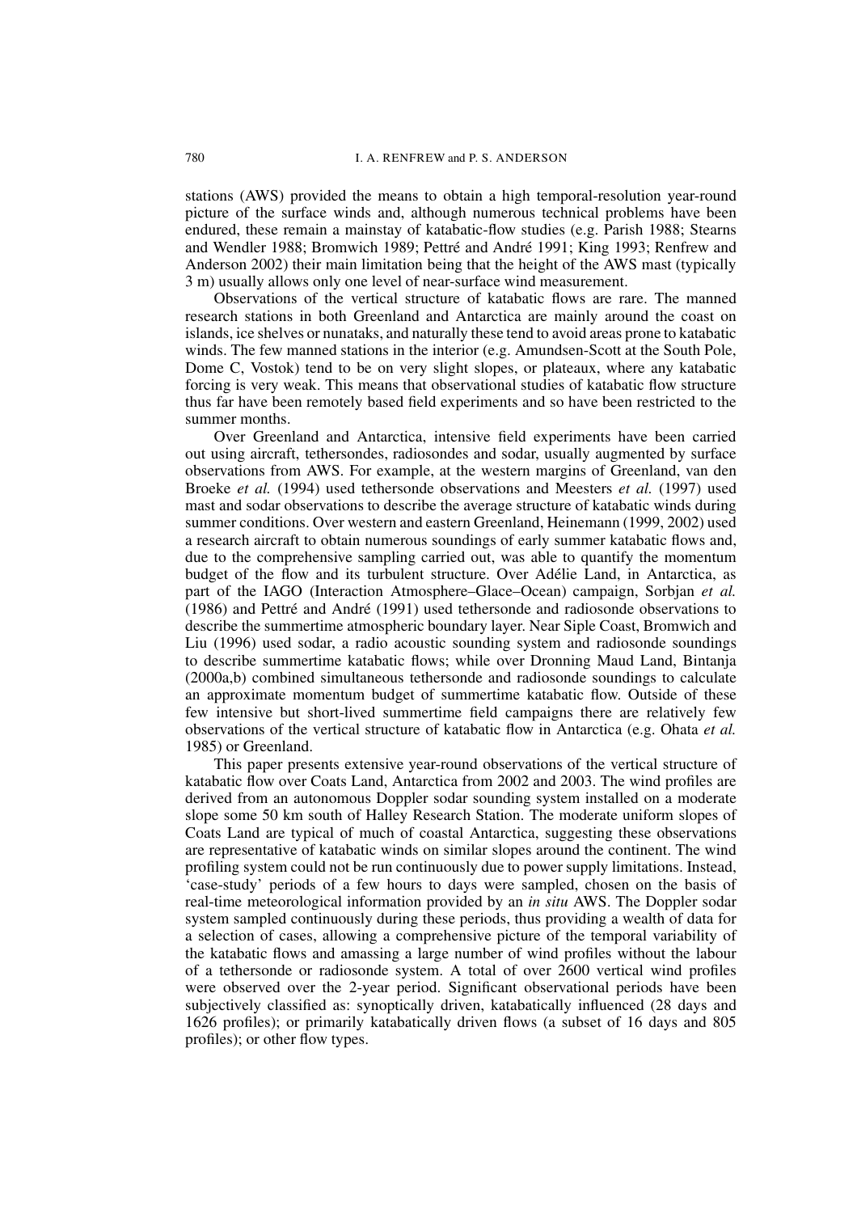stations (AWS) provided the means to obtain a high temporal-resolution year-round picture of the surface winds and, although numerous technical problems have been endured, these remain a mainstay of katabatic-flow studies (e.g. Parish 1988; Stearns and Wendler 1988; Bromwich 1989; Pettré and André 1991; King 1993; Renfrew and Anderson 2002) their main limitation being that the height of the AWS mast (typically 3 m) usually allows only one level of near-surface wind measurement.

Observations of the vertical structure of katabatic flows are rare. The manned research stations in both Greenland and Antarctica are mainly around the coast on islands, ice shelves or nunataks, and naturally these tend to avoid areas prone to katabatic winds. The few manned stations in the interior (e.g. Amundsen-Scott at the South Pole, Dome C, Vostok) tend to be on very slight slopes, or plateaux, where any katabatic forcing is very weak. This means that observational studies of katabatic flow structure thus far have been remotely based field experiments and so have been restricted to the summer months.

Over Greenland and Antarctica, intensive field experiments have been carried out using aircraft, tethersondes, radiosondes and sodar, usually augmented by surface observations from AWS. For example, at the western margins of Greenland, van den Broeke *et al.* (1994) used tethersonde observations and Meesters *et al.* (1997) used mast and sodar observations to describe the average structure of katabatic winds during summer conditions. Over western and eastern Greenland, Heinemann (1999, 2002) used a research aircraft to obtain numerous soundings of early summer katabatic flows and, due to the comprehensive sampling carried out, was able to quantify the momentum budget of the flow and its turbulent structure. Over Adélie Land, in Antarctica, as part of the IAGO (Interaction Atmosphere–Glace–Ocean) campaign, Sorbjan *et al.* (1986) and Pettré and André (1991) used tethersonde and radiosonde observations to describe the summertime atmospheric boundary layer. Near Siple Coast, Bromwich and Liu (1996) used sodar, a radio acoustic sounding system and radiosonde soundings to describe summertime katabatic flows; while over Dronning Maud Land, Bintanja (2000a,b) combined simultaneous tethersonde and radiosonde soundings to calculate an approximate momentum budget of summertime katabatic flow. Outside of these few intensive but short-lived summertime field campaigns there are relatively few observations of the vertical structure of katabatic flow in Antarctica (e.g. Ohata *et al.* 1985) or Greenland.

This paper presents extensive year-round observations of the vertical structure of katabatic flow over Coats Land, Antarctica from 2002 and 2003. The wind profiles are derived from an autonomous Doppler sodar sounding system installed on a moderate slope some 50 km south of Halley Research Station. The moderate uniform slopes of Coats Land are typical of much of coastal Antarctica, suggesting these observations are representative of katabatic winds on similar slopes around the continent. The wind profiling system could not be run continuously due to power supply limitations. Instead, 'case-study' periods of a few hours to days were sampled, chosen on the basis of real-time meteorological information provided by an *in situ* AWS. The Doppler sodar system sampled continuously during these periods, thus providing a wealth of data for a selection of cases, allowing a comprehensive picture of the temporal variability of the katabatic flows and amassing a large number of wind profiles without the labour of a tethersonde or radiosonde system. A total of over 2600 vertical wind profiles were observed over the 2-year period. Significant observational periods have been subjectively classified as: synoptically driven, katabatically influenced (28 days and 1626 profiles); or primarily katabatically driven flows (a subset of 16 days and 805 profiles); or other flow types.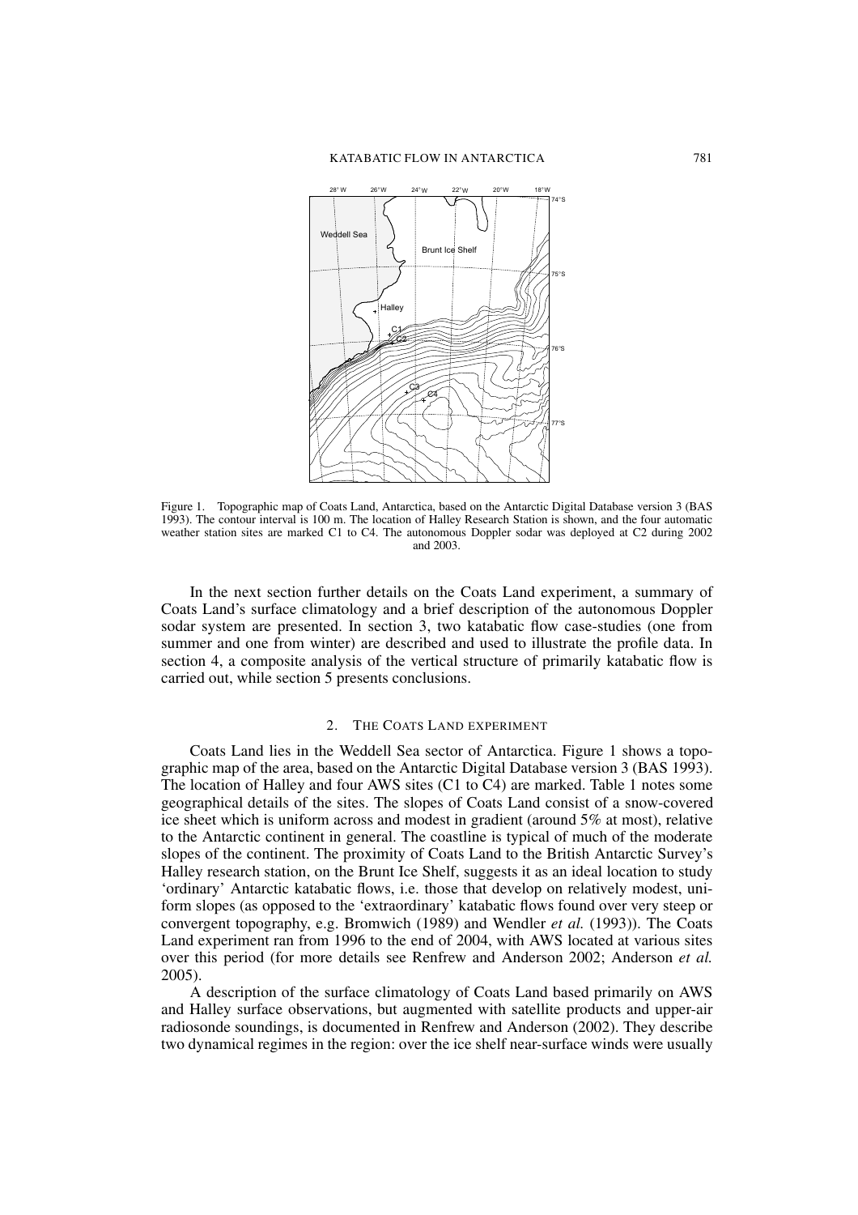Figure 1. Topographic map of Coats Land, Antarctica, based on the Antarctic Digital Database version 3 (BAS 1993). The contour interval is 100 m. The location of Halley Research Station is shown, and the four automatic weather station sites are marked C1 to C4. The autonomous Doppler sodar was deployed at C2 during 2002 and 2003.

In the next section further details on the Coats Land experiment, a summary of Coats Land's surface climatology and a brief description of the autonomous Doppler sodar system are presented. In section 3, two katabatic flow case-studies (one from summer and one from winter) are described and used to illustrate the profile data. In section 4, a composite analysis of the vertical structure of primarily katabatic flow is carried out, while section 5 presents conclusions.

## 2. The Coats Land experiment

Coats Land lies in the Weddell Sea sector of Antarctica. Figure 1 shows a topographic map of the area, based on the Antarctic Digital Database version 3 (BAS 1993). The location of Halley and four AWS sites (C1 to C4) are marked. Table 1 notes some geographical details of the sites. The slopes of Coats Land consist of a snow-covered ice sheet which is uniform across and modest in gradient (around 5% at most), relative to the Antarctic continent in general. The coastline is typical of much of the moderate slopes of the continent. The proximity of Coats Land to the British Antarctic Survey's Halley research station, on the Brunt Ice Shelf, suggests it as an ideal location to study 'ordinary' Antarctic katabatic flows, i.e. those that develop on relatively modest, uniform slopes (as opposed to the 'extraordinary' katabatic flows found over very steep or convergent topography, e.g. Bromwich (1989) and Wendler *et al.* (1993)). The Coats Land experiment ran from 1996 to the end of 2004, with AWS located at various sites over this period (for more details see Renfrew and Anderson 2002; Anderson *et al.* 2005).

A description of the surface climatology of Coats Land based primarily on AWS and Halley surface observations, but augmented with satellite products and upper-air radiosonde soundings, is documented in Renfrew and Anderson (2002). They describe two dynamical regimes in the region: over the ice shelf near-surface winds were usually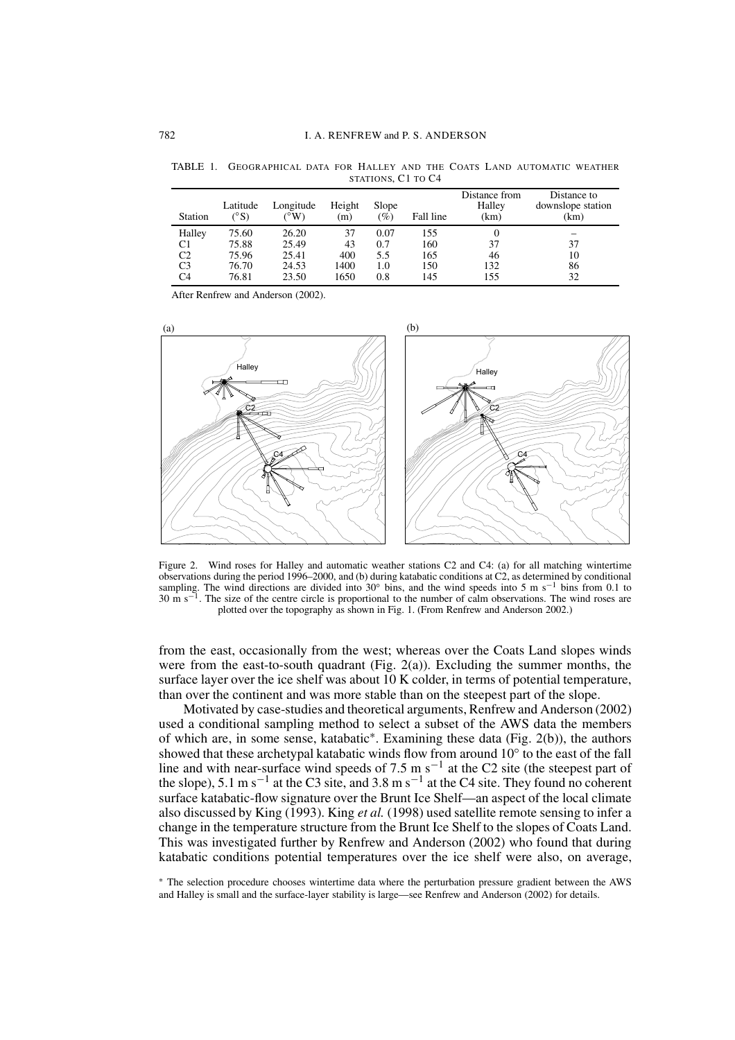TABLE 1. GEOGRAPHICAL DATA FOR HALLEY AND THE COATS LAND AUTOMATIC WEATHER STATIONS, C1 TO C4

| Station | Latitude (°S) | Longitude (°W) | Height (m) | Slope (%) | Fall line | Distance from Halley (km) | Distance to downslope station (km) |
|---|---|---|---|---|---|---|---|
| Halley | 75.60 | 26.20 | 37 | 0.07 | 155 | 0 | – |
| C1 | 75.88 | 25.49 | 43 | 0.7 | 160 | 37 | 37 |
| C2 | 75.96 | 25.41 | 400 | 5.5 | 165 | 46 | 10 |
| C3 | 76.70 | 24.53 | 1400 | 1.0 | 150 | 132 | 86 |
| C4 | 76.81 | 23.50 | 1650 | 0.8 | 145 | 155 | 32 |

After Renfrew and Anderson (2002).

Figure 2. Wind roses for Halley and automatic weather stations C2 and C4: (a) for all matching wintertime observations during the period 1996–2000, and (b) during katabatic conditions at C2, as determined by conditional sampling. The wind directions are divided into 30° bins, and the wind speeds into 5 m s$^{-1}$ bins from 0.1 to 30 m s$^{-1}$. The size of the centre circle is proportional to the number of calm observations. The wind roses are plotted over the topography as shown in Fig. 1. (From Renfrew and Anderson 2002.)

from the east, occasionally from the west; whereas over the Coats Land slopes winds were from the east-to-south quadrant (Fig. 2(a)). Excluding the summer months, the surface layer over the ice shelf was about 10 K colder, in terms of potential temperature, than over the continent and was more stable than on the steepest part of the slope.

Motivated by case-studies and theoretical arguments, Renfrew and Anderson (2002) used a conditional sampling method to select a subset of the AWS data the members of which are, in some sense, katabatic*. Examining these data (Fig. 2(b)), the authors showed that these archetypal katabatic winds flow from around 10° to the east of the fall line and with near-surface wind speeds of 7.5 m s$^{-1}$ at the C2 site (the steepest part of the slope), 5.1 m s$^{-1}$ at the C3 site, and 3.8 m s$^{-1}$ at the C4 site. They found no coherent surface katabatic-flow signature over the Brunt Ice Shelf—an aspect of the local climate also discussed by King (1993). King *et al.* (1998) used satellite remote sensing to infer a change in the temperature structure from the Brunt Ice Shelf to the slopes of Coats Land. This was investigated further by Renfrew and Anderson (2002) who found that during katabatic conditions potential temperatures over the ice shelf were also, on average,

* The selection procedure chooses wintertime data where the perturbation pressure gradient between the AWS and Halley is small and the surface-layer stability is large—see Renfrew and Anderson (2002) for details.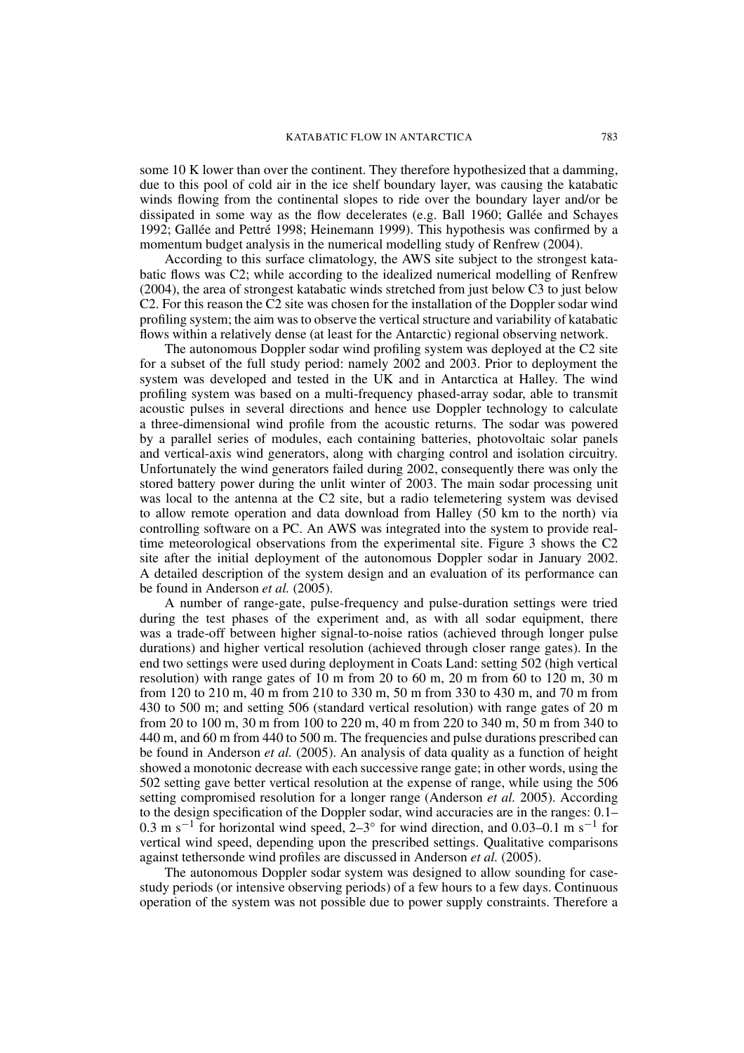some 10 K lower than over the continent. They therefore hypothesized that a damming, due to this pool of cold air in the ice shelf boundary layer, was causing the katabatic winds flowing from the continental slopes to ride over the boundary layer and/or be dissipated in some way as the flow decelerates (e.g. Ball 1960; Gallée and Schayes 1992; Gallée and Pettré 1998; Heinemann 1999). This hypothesis was confirmed by a momentum budget analysis in the numerical modelling study of Renfrew (2004).

According to this surface climatology, the AWS site subject to the strongest katabatic flows was C2; while according to the idealized numerical modelling of Renfrew (2004), the area of strongest katabatic winds stretched from just below C3 to just below C2. For this reason the C2 site was chosen for the installation of the Doppler sodar wind profiling system; the aim was to observe the vertical structure and variability of katabatic flows within a relatively dense (at least for the Antarctic) regional observing network.

The autonomous Doppler sodar wind profiling system was deployed at the C2 site for a subset of the full study period: namely 2002 and 2003. Prior to deployment the system was developed and tested in the UK and in Antarctica at Halley. The wind profiling system was based on a multi-frequency phased-array sodar, able to transmit acoustic pulses in several directions and hence use Doppler technology to calculate a three-dimensional wind profile from the acoustic returns. The sodar was powered by a parallel series of modules, each containing batteries, photovoltaic solar panels and vertical-axis wind generators, along with charging control and isolation circuitry. Unfortunately the wind generators failed during 2002, consequently there was only the stored battery power during the unlit winter of 2003. The main sodar processing unit was local to the antenna at the C2 site, but a radio telemetering system was devised to allow remote operation and data download from Halley (50 km to the north) via controlling software on a PC. An AWS was integrated into the system to provide real-time meteorological observations from the experimental site. Figure 3 shows the C2 site after the initial deployment of the autonomous Doppler sodar in January 2002. A detailed description of the system design and an evaluation of its performance can be found in Anderson *et al.* (2005).

A number of range-gate, pulse-frequency and pulse-duration settings were tried during the test phases of the experiment and, as with all sodar equipment, there was a trade-off between higher signal-to-noise ratios (achieved through longer pulse durations) and higher vertical resolution (achieved through closer range gates). In the end two settings were used during deployment in Coats Land: setting 502 (high vertical resolution) with range gates of 10 m from 20 to 60 m, 20 m from 60 to 120 m, 30 m from 120 to 210 m, 40 m from 210 to 330 m, 50 m from 330 to 430 m, and 70 m from 430 to 500 m; and setting 506 (standard vertical resolution) with range gates of 20 m from 20 to 100 m, 30 m from 100 to 220 m, 40 m from 220 to 340 m, 50 m from 340 to 440 m, and 60 m from 440 to 500 m. The frequencies and pulse durations prescribed can be found in Anderson *et al.* (2005). An analysis of data quality as a function of height showed a monotonic decrease with each successive range gate; in other words, using the 502 setting gave better vertical resolution at the expense of range, while using the 506 setting compromised resolution for a longer range (Anderson *et al.* 2005). According to the design specification of the Doppler sodar, wind accuracies are in the ranges: 0.1–0.3 m s$^{-1}$ for horizontal wind speed, 2–3° for wind direction, and 0.03–0.1 m s$^{-1}$ for vertical wind speed, depending upon the prescribed settings. Qualitative comparisons against tethersonde wind profiles are discussed in Anderson *et al.* (2005).

The autonomous Doppler sodar system was designed to allow sounding for case-study periods (or intensive observing periods) of a few hours to a few days. Continuous operation of the system was not possible due to power supply constraints. Therefore a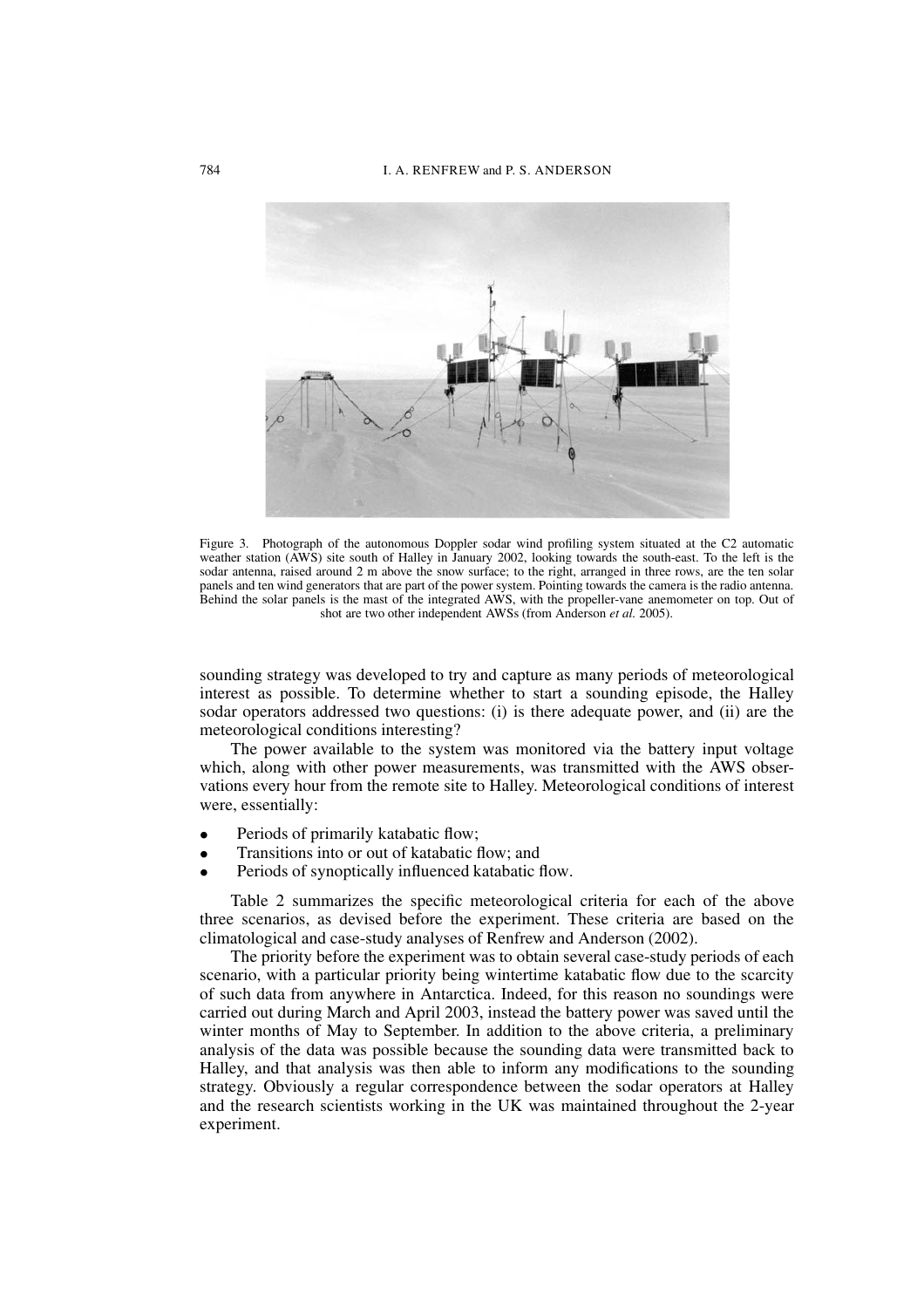Figure 3. Photograph of the autonomous Doppler sodar wind profiling system situated at the C2 automatic weather station (AWS) site south of Halley in January 2002, looking towards the south-east. To the left is the sodar antenna, raised around 2 m above the snow surface; to the right, arranged in three rows, are the ten solar panels and ten wind generators that are part of the power system. Pointing towards the camera is the radio antenna. Behind the solar panels is the mast of the integrated AWS, with the propeller-vane anemometer on top. Out of shot are two other independent AWSs (from Anderson *et al.* 2005).

sounding strategy was developed to try and capture as many periods of meteorological interest as possible. To determine whether to start a sounding episode, the Halley sodar operators addressed two questions: (i) is there adequate power, and (ii) are the meteorological conditions interesting?

The power available to the system was monitored via the battery input voltage which, along with other power measurements, was transmitted with the AWS observations every hour from the remote site to Halley. Meteorological conditions of interest were, essentially:

- Periods of primarily katabatic flow;
- Transitions into or out of katabatic flow; and
- Periods of synoptically influenced katabatic flow.

Table 2 summarizes the specific meteorological criteria for each of the above three scenarios, as devised before the experiment. These criteria are based on the climatological and case-study analyses of Renfrew and Anderson (2002).

The priority before the experiment was to obtain several case-study periods of each scenario, with a particular priority being wintertime katabatic flow due to the scarcity of such data from anywhere in Antarctica. Indeed, for this reason no soundings were carried out during March and April 2003, instead the battery power was saved until the winter months of May to September. In addition to the above criteria, a preliminary analysis of the data was possible because the sounding data were transmitted back to Halley, and that analysis was then able to inform any modifications to the sounding strategy. Obviously a regular correspondence between the sodar operators at Halley and the research scientists working in the UK was maintained throughout the 2-year experiment.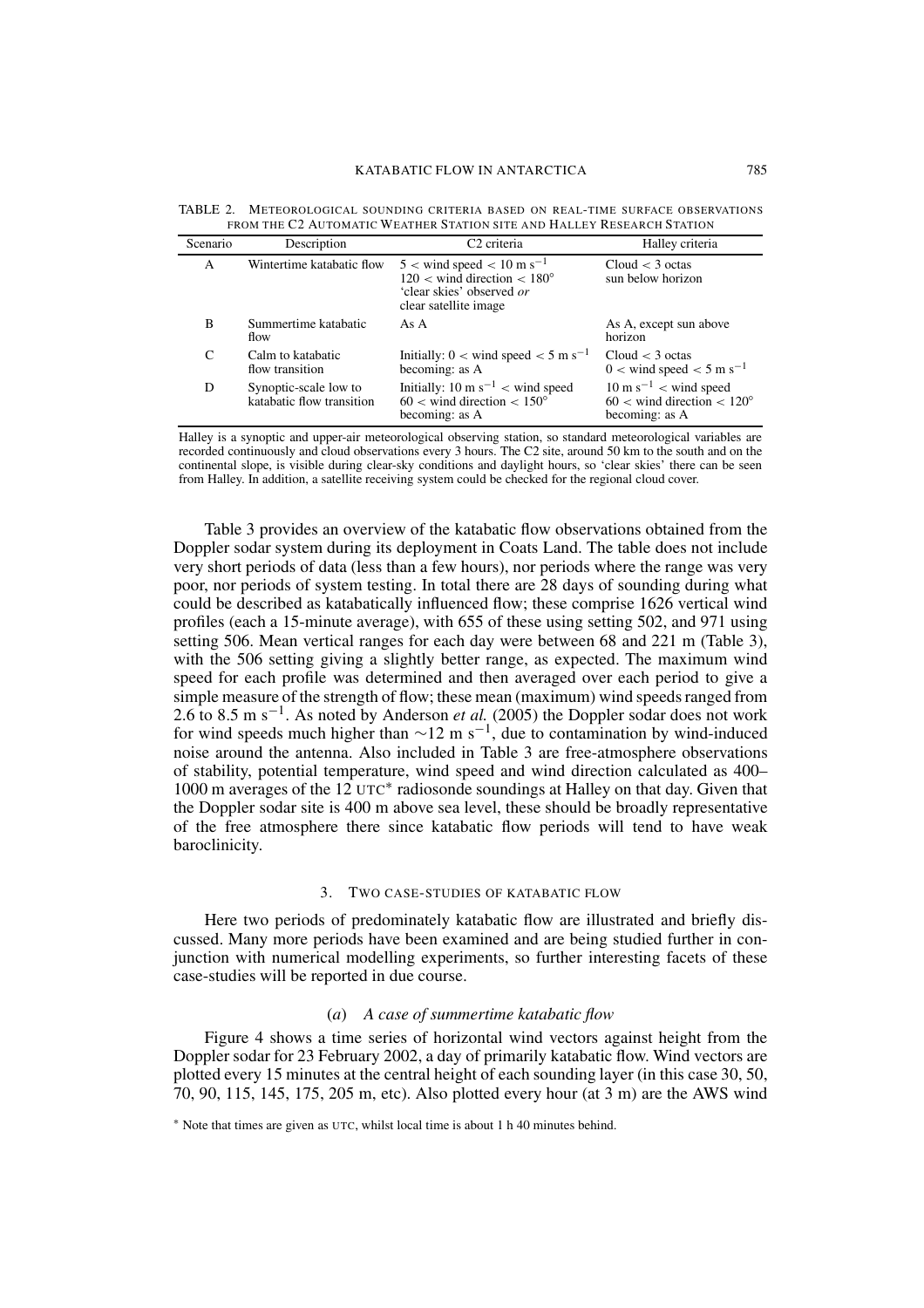TABLE 2. METEOROLOGICAL SOUNDING CRITERIA BASED ON REAL-TIME SURFACE OBSERVATIONS FROM THE C2 AUTOMATIC WEATHER STATION SITE AND HALLEY RESEARCH STATION

| Scenario | Description | C2 criteria | Halley criteria |
|---|---|---|---|
| A | Wintertime katabatic flow | $5 <$ wind speed $< 10$ m s$^{-1}$<br>$120 <$ wind direction $< 180°$<br>'clear skies' observed *or* clear satellite image | Cloud $< 3$ octas<br>sun below horizon |
| B | Summertime katabatic flow | As A | As A, except sun above horizon |
| C | Calm to katabatic flow transition | Initially: $0 <$ wind speed $< 5$ m s$^{-1}$ becoming: as A | Cloud $< 3$ octas<br>$0 <$ wind speed $< 5$ m s$^{-1}$ |
| D | Synoptic-scale low to katabatic flow transition | Initially: $10$ m s$^{-1}$ $<$ wind speed<br>$60 <$ wind direction $< 150°$<br>becoming: as A | $10$ m s$^{-1}$ $<$ wind speed<br>$60 <$ wind direction $< 120°$<br>becoming: as A |

Halley is a synoptic and upper-air meteorological observing station, so standard meteorological variables are recorded continuously and cloud observations every 3 hours. The C2 site, around 50 km to the south and on the continental slope, is visible during clear-sky conditions and daylight hours, so 'clear skies' there can be seen from Halley. In addition, a satellite receiving system could be checked for the regional cloud cover.

Table 3 provides an overview of the katabatic flow observations obtained from the Doppler sodar system during its deployment in Coats Land. The table does not include very short periods of data (less than a few hours), nor periods where the range was very poor, nor periods of system testing. In total there are 28 days of sounding during what could be described as katabatically influenced flow; these comprise 1626 vertical wind profiles (each a 15-minute average), with 655 of these using setting 502, and 971 using setting 506. Mean vertical ranges for each day were between 68 and 221 m (Table 3), with the 506 setting giving a slightly better range, as expected. The maximum wind speed for each profile was determined and then averaged over each period to give a simple measure of the strength of flow; these mean (maximum) wind speeds ranged from 2.6 to 8.5 m s$^{-1}$. As noted by Anderson *et al.* (2005) the Doppler sodar does not work for wind speeds much higher than $\sim$12 m s$^{-1}$, due to contamination by wind-induced noise around the antenna. Also included in Table 3 are free-atmosphere observations of stability, potential temperature, wind speed and wind direction calculated as 400–1000 m averages of the 12 UTC* radiosonde soundings at Halley on that day. Given that the Doppler sodar site is 400 m above sea level, these should be broadly representative of the free atmosphere there since katabatic flow periods will tend to have weak baroclinicity.

## 3. TWO CASE-STUDIES OF KATABATIC FLOW

Here two periods of predominately katabatic flow are illustrated and briefly discussed. Many more periods have been examined and are being studied further in conjunction with numerical modelling experiments, so further interesting facets of these case-studies will be reported in due course.

### (*a*) *A case of summertime katabatic flow*

Figure 4 shows a time series of horizontal wind vectors against height from the Doppler sodar for 23 February 2002, a day of primarily katabatic flow. Wind vectors are plotted every 15 minutes at the central height of each sounding layer (in this case 30, 50, 70, 90, 115, 145, 175, 205 m, etc). Also plotted every hour (at 3 m) are the AWS wind

* Note that times are given as UTC, whilst local time is about 1 h 40 minutes behind.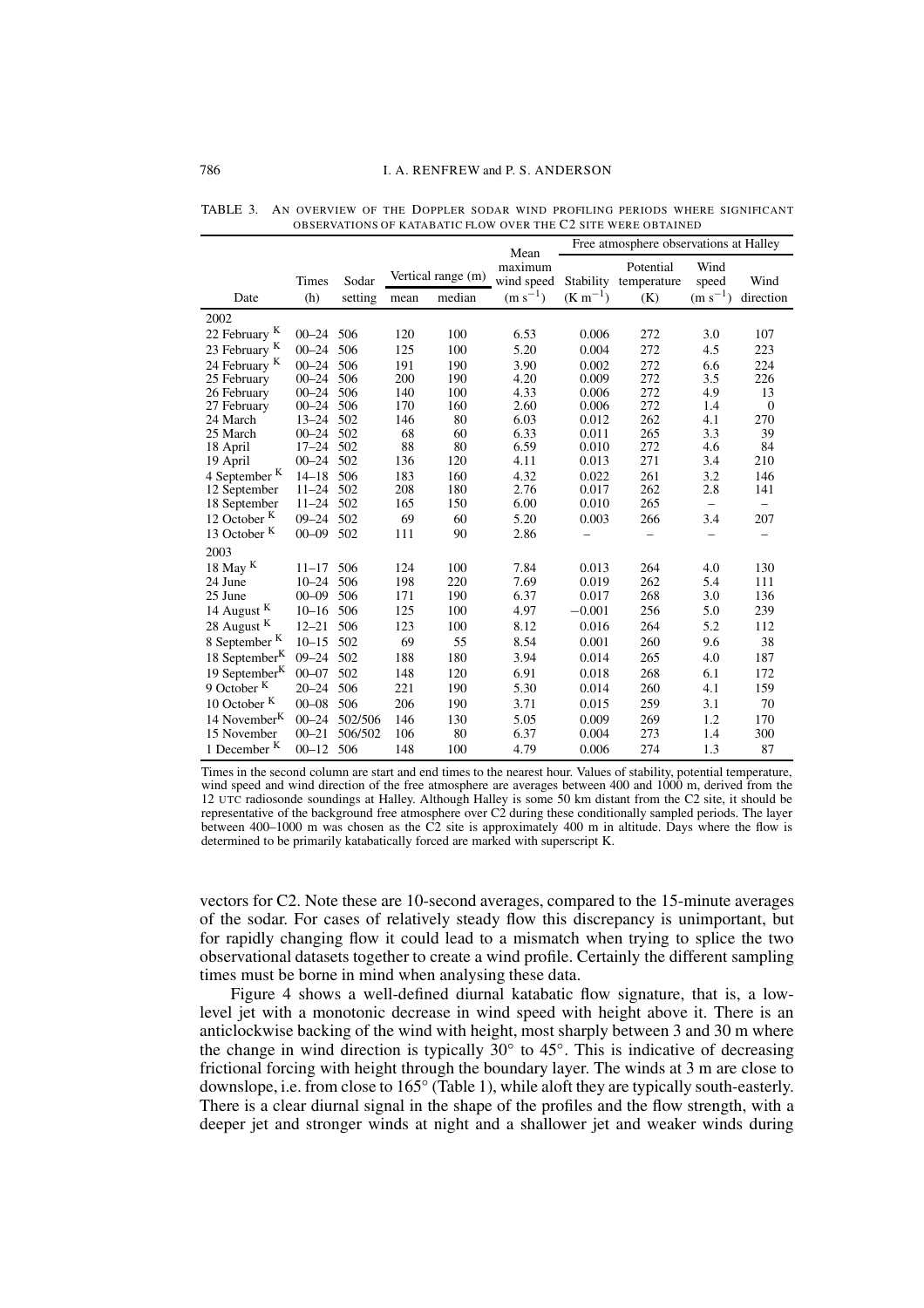TABLE 3. AN OVERVIEW OF THE DOPPLER SODAR WIND PROFILING PERIODS WHERE SIGNIFICANT OBSERVATIONS OF KATABATIC FLOW OVER THE C2 SITE WERE OBTAINED

| Date | Times (h) | Sodar setting | Vertical range (m) | | Mean maximum wind speed (m s$^{-1}$) | Free atmosphere observations at Halley | | | |
|---|---|---|---|---|---|---|---|---|---|
| | | | mean | median | | Stability (K m$^{-1}$) | Potential temperature (K) | Wind speed (m s$^{-1}$) | Wind direction |
| 2002 | | | | | | | | | |
| 22 February [K] | 00–24 | 506 | 120 | 100 | 6.53 | 0.006 | 272 | 3.0 | 107 |
| 23 February [K] | 00–24 | 506 | 125 | 100 | 5.20 | 0.004 | 272 | 4.5 | 223 |
| 24 February [K] | 00–24 | 506 | 191 | 190 | 3.90 | 0.002 | 272 | 6.6 | 224 |
| 25 February | 00–24 | 506 | 200 | 190 | 4.20 | 0.009 | 272 | 3.5 | 226 |
| 26 February | 00–24 | 506 | 140 | 100 | 4.33 | 0.006 | 272 | 4.9 | 13 |
| 27 February | 00–24 | 506 | 170 | 160 | 2.60 | 0.006 | 272 | 1.4 | 0 |
| 24 March | 13–24 | 502 | 146 | 80 | 6.03 | 0.012 | 262 | 4.1 | 270 |
| 25 March | 00–24 | 502 | 68 | 60 | 6.33 | 0.011 | 265 | 3.3 | 39 |
| 18 April | 17–24 | 502 | 88 | 80 | 6.59 | 0.010 | 272 | 4.6 | 84 |
| 19 April | 00–24 | 502 | 136 | 120 | 4.11 | 0.013 | 271 | 3.4 | 210 |
| 4 September [K] | 14–18 | 506 | 183 | 160 | 4.32 | 0.022 | 261 | 3.2 | 146 |
| 12 September | 11–24 | 502 | 208 | 180 | 2.76 | 0.017 | 262 | 2.8 | 141 |
| 18 September | 11–24 | 502 | 165 | 150 | 6.00 | 0.010 | 265 | – | – |
| 12 October [K] | 09–24 | 502 | 69 | 60 | 5.20 | 0.003 | 266 | 3.4 | 207 |
| 13 October [K] | 00–09 | 502 | 111 | 90 | 2.86 | – | – | – | – |
| 2003 | | | | | | | | | |
| 18 May [K] | 11–17 | 506 | 124 | 100 | 7.84 | 0.013 | 264 | 4.0 | 130 |
| 24 June | 10–24 | 506 | 198 | 220 | 7.69 | 0.019 | 262 | 5.4 | 111 |
| 25 June | 00–09 | 506 | 171 | 190 | 6.37 | 0.017 | 268 | 3.0 | 136 |
| 14 August [K] | 10–16 | 506 | 125 | 100 | 4.97 | −0.001 | 256 | 5.0 | 239 |
| 28 August [K] | 12–21 | 506 | 123 | 100 | 8.12 | 0.016 | 264 | 5.2 | 112 |
| 8 September [K] | 10–15 | 502 | 69 | 55 | 8.54 | 0.001 | 260 | 9.6 | 38 |
| 18 September[K] | 09–24 | 502 | 188 | 180 | 3.94 | 0.014 | 265 | 4.0 | 187 |
| 19 September[K] | 00–07 | 502 | 148 | 120 | 6.91 | 0.018 | 268 | 6.1 | 172 |
| 9 October [K] | 20–24 | 506 | 221 | 190 | 5.30 | 0.014 | 260 | 4.1 | 159 |
| 10 October [K] | 00–08 | 506 | 206 | 190 | 3.71 | 0.015 | 259 | 3.1 | 70 |
| 14 November[K] | 00–24 | 502/506 | 146 | 130 | 5.05 | 0.009 | 269 | 1.2 | 170 |
| 15 November | 00–21 | 506/502 | 106 | 80 | 6.37 | 0.004 | 273 | 1.4 | 300 |
| 1 December [K] | 00–12 | 506 | 148 | 100 | 4.79 | 0.006 | 274 | 1.3 | 87 |

Times in the second column are start and end times to the nearest hour. Values of stability, potential temperature, wind speed and wind direction of the free atmosphere are averages between 400 and 1000 m, derived from the 12 UTC radiosonde soundings at Halley. Although Halley is some 50 km distant from the C2 site, it should be representative of the background free atmosphere over C2 during these conditionally sampled periods. The layer between 400–1000 m was chosen as the C2 site is approximately 400 m in altitude. Days where the flow is determined to be primarily katabatically forced are marked with superscript K.

vectors for C2. Note these are 10-second averages, compared to the 15-minute averages of the sodar. For cases of relatively steady flow this discrepancy is unimportant, but for rapidly changing flow it could lead to a mismatch when trying to splice the two observational datasets together to create a wind profile. Certainly the different sampling times must be borne in mind when analysing these data.

Figure 4 shows a well-defined diurnal katabatic flow signature, that is, a low-level jet with a monotonic decrease in wind speed with height above it. There is an anticlockwise backing of the wind with height, most sharply between 3 and 30 m where the change in wind direction is typically 30° to 45°. This is indicative of decreasing frictional forcing with height through the boundary layer. The winds at 3 m are close to downslope, i.e. from close to 165° (Table 1), while aloft they are typically south-easterly. There is a clear diurnal signal in the shape of the profiles and the flow strength, with a deeper jet and stronger winds at night and a shallower jet and weaker winds during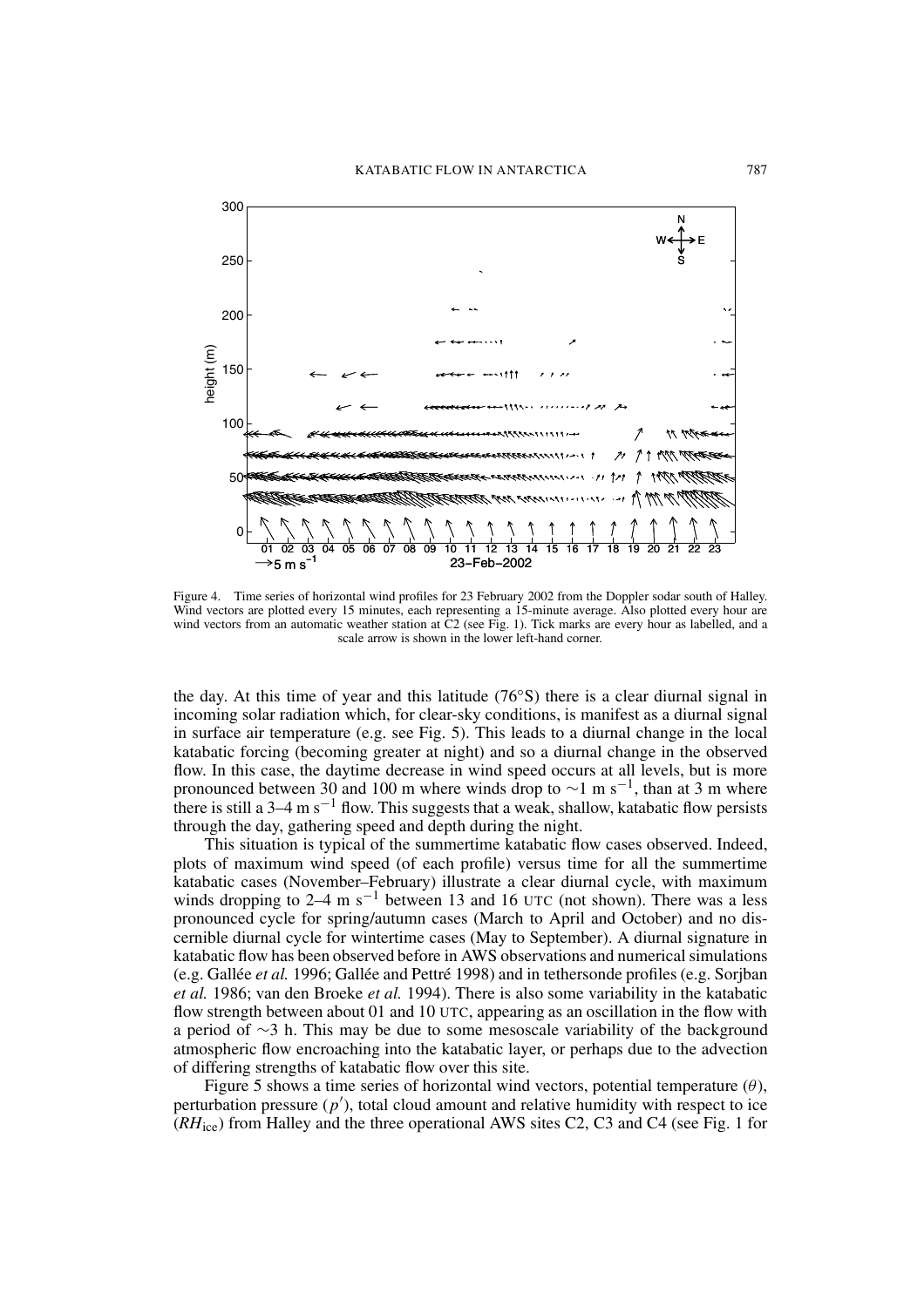Figure 4. Time series of horizontal wind profiles for 23 February 2002 from the Doppler sodar south of Halley. Wind vectors are plotted every 15 minutes, each representing a 15-minute average. Also plotted every hour are wind vectors from an automatic weather station at C2 (see Fig. 1). Tick marks are every hour as labelled, and a scale arrow is shown in the lower left-hand corner.

the day. At this time of year and this latitude (76°S) there is a clear diurnal signal in incoming solar radiation which, for clear-sky conditions, is manifest as a diurnal signal in surface air temperature (e.g. see Fig. 5). This leads to a diurnal change in the local katabatic forcing (becoming greater at night) and so a diurnal change in the observed flow. In this case, the daytime decrease in wind speed occurs at all levels, but is more pronounced between 30 and 100 m where winds drop to $\sim$1 m s$^{-1}$, than at 3 m where there is still a 3–4 m s$^{-1}$ flow. This suggests that a weak, shallow, katabatic flow persists through the day, gathering speed and depth during the night.

This situation is typical of the summertime katabatic flow cases observed. Indeed, plots of maximum wind speed (of each profile) versus time for all the summertime katabatic cases (November–February) illustrate a clear diurnal cycle, with maximum winds dropping to 2–4 m s$^{-1}$ between 13 and 16 UTC (not shown). There was a less pronounced cycle for spring/autumn cases (March to April and October) and no discernible diurnal cycle for wintertime cases (May to September). A diurnal signature in katabatic flow has been observed before in AWS observations and numerical simulations (e.g. Gallée *et al.* 1996; Gallée and Pettré 1998) and in tethersonde profiles (e.g. Sorjban *et al.* 1986; van den Broeke *et al.* 1994). There is also some variability in the katabatic flow strength between about 01 and 10 UTC, appearing as an oscillation in the flow with a period of $\sim$3 h. This may be due to some mesoscale variability of the background atmospheric flow encroaching into the katabatic layer, or perhaps due to the advection of differing strengths of katabatic flow over this site.

Figure 5 shows a time series of horizontal wind vectors, potential temperature ($\theta$), perturbation pressure ($p'$), total cloud amount and relative humidity with respect to ice ($RH_{\text{ice}}$) from Halley and the three operational AWS sites C2, C3 and C4 (see Fig. 1 for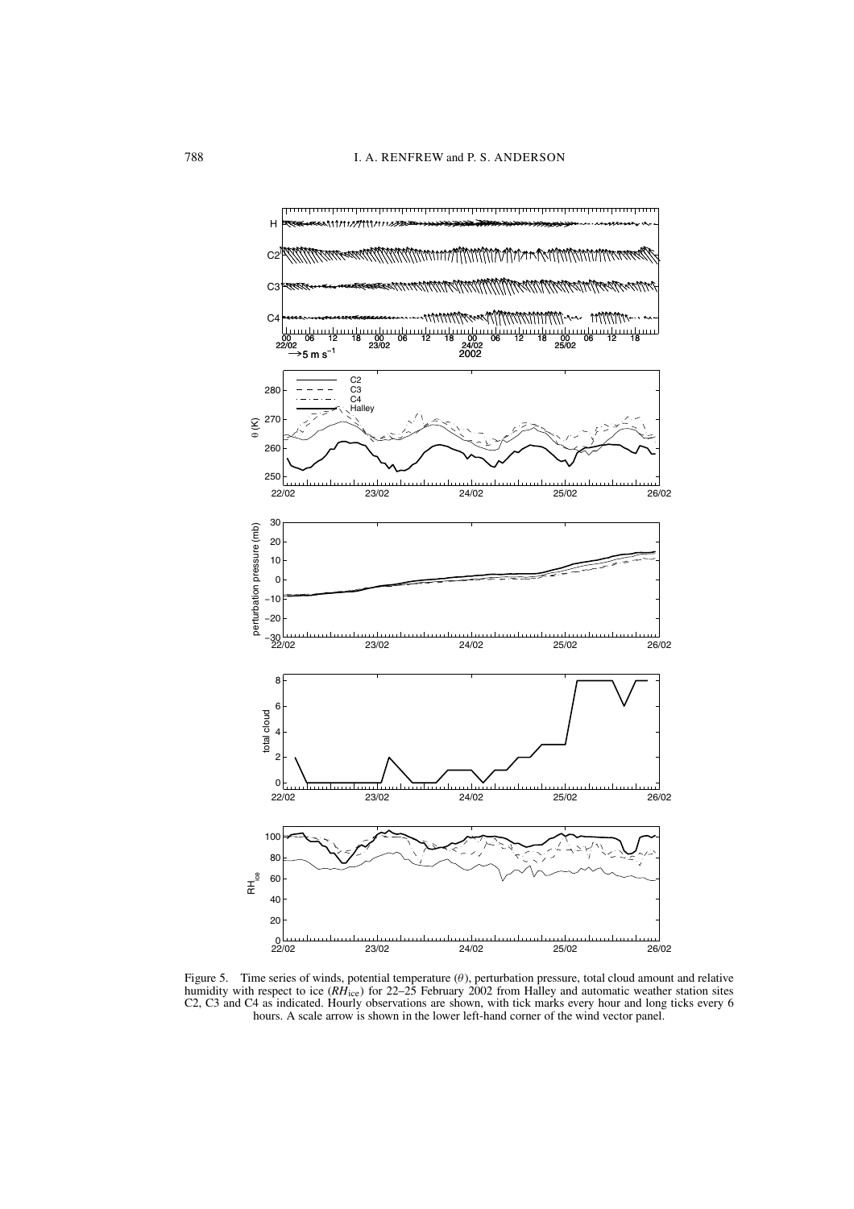Figure 5. Time series of winds, potential temperature ($\theta$), perturbation pressure, total cloud amount and relative humidity with respect to ice ($RH_{\rm ice}$) for 22–25 February 2002 from Halley and automatic weather station sites C2, C3 and C4 as indicated. Hourly observations are shown, with tick marks every hour and long ticks every 6 hours. A scale arrow is shown in the lower left-hand corner of the wind vector panel.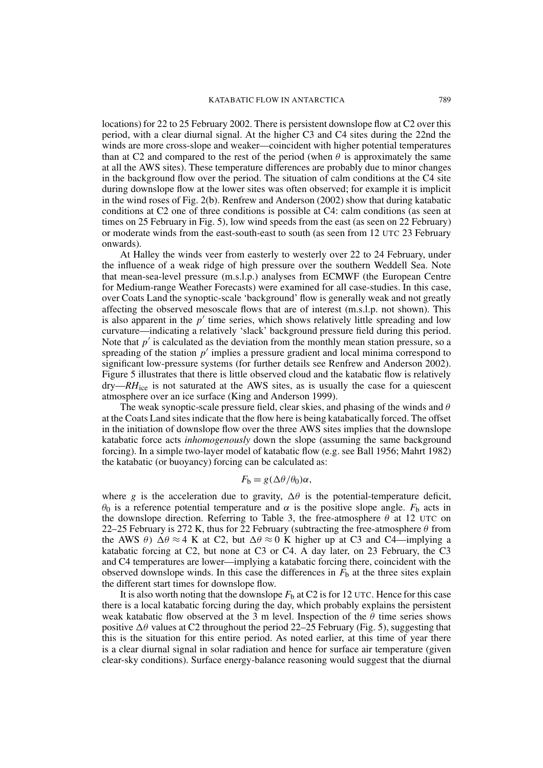locations) for 22 to 25 February 2002. There is persistent downslope flow at C2 over this period, with a clear diurnal signal. At the higher C3 and C4 sites during the 22nd the winds are more cross-slope and weaker—coincident with higher potential temperatures than at C2 and compared to the rest of the period (when $\theta$ is approximately the same at all the AWS sites). These temperature differences are probably due to minor changes in the background flow over the period. The situation of calm conditions at the C4 site during downslope flow at the lower sites was often observed; for example it is implicit in the wind roses of Fig. 2(b). Renfrew and Anderson (2002) show that during katabatic conditions at C2 one of three conditions is possible at C4: calm conditions (as seen at times on 25 February in Fig. 5), low wind speeds from the east (as seen on 22 February) or moderate winds from the east-south-east to south (as seen from 12 UTC 23 February onwards).

At Halley the winds veer from easterly to westerly over 22 to 24 February, under the influence of a weak ridge of high pressure over the southern Weddell Sea. Note that mean-sea-level pressure (m.s.l.p.) analyses from ECMWF (the European Centre for Medium-range Weather Forecasts) were examined for all case-studies. In this case, over Coats Land the synoptic-scale 'background' flow is generally weak and not greatly affecting the observed mesoscale flows that are of interest (m.s.l.p. not shown). This is also apparent in the $p'$ time series, which shows relatively little spreading and low curvature—indicating a relatively 'slack' background pressure field during this period. Note that $p'$ is calculated as the deviation from the monthly mean station pressure, so a spreading of the station $p'$ implies a pressure gradient and local minima correspond to significant low-pressure systems (for further details see Renfrew and Anderson 2002). Figure 5 illustrates that there is little observed cloud and the katabatic flow is relatively dry—$RH_{\text{ice}}$ is not saturated at the AWS sites, as is usually the case for a quiescent atmosphere over an ice surface (King and Anderson 1999).

The weak synoptic-scale pressure field, clear skies, and phasing of the winds and $\theta$ at the Coats Land sites indicate that the flow here is being katabatically forced. The offset in the initiation of downslope flow over the three AWS sites implies that the downslope katabatic force acts *inhomogenously* down the slope (assuming the same background forcing). In a simple two-layer model of katabatic flow (e.g. see Ball 1956; Mahrt 1982) the katabatic (or buoyancy) forcing can be calculated as:

$$F_{\text{b}} = g(\Delta\theta/\theta_0)\alpha,$$

where $g$ is the acceleration due to gravity, $\Delta\theta$ is the potential-temperature deficit, $\theta_0$ is a reference potential temperature and $\alpha$ is the positive slope angle. $F_{\text{b}}$ acts in the downslope direction. Referring to Table 3, the free-atmosphere $\theta$ at 12 UTC on 22–25 February is 272 K, thus for 22 February (subtracting the free-atmosphere $\theta$ from the AWS $\theta$) $\Delta\theta \approx 4$ K at C2, but $\Delta\theta \approx 0$ K higher up at C3 and C4—implying a katabatic forcing at C2, but none at C3 or C4. A day later, on 23 February, the C3 and C4 temperatures are lower—implying a katabatic forcing there, coincident with the observed downslope winds. In this case the differences in $F_{\text{b}}$ at the three sites explain the different start times for downslope flow.

It is also worth noting that the downslope $F_{\text{b}}$ at C2 is for 12 UTC. Hence for this case there is a local katabatic forcing during the day, which probably explains the persistent weak katabatic flow observed at the 3 m level. Inspection of the $\theta$ time series shows positive $\Delta\theta$ values at C2 throughout the period 22–25 February (Fig. 5), suggesting that this is the situation for this entire period. As noted earlier, at this time of year there is a clear diurnal signal in solar radiation and hence for surface air temperature (given clear-sky conditions). Surface energy-balance reasoning would suggest that the diurnal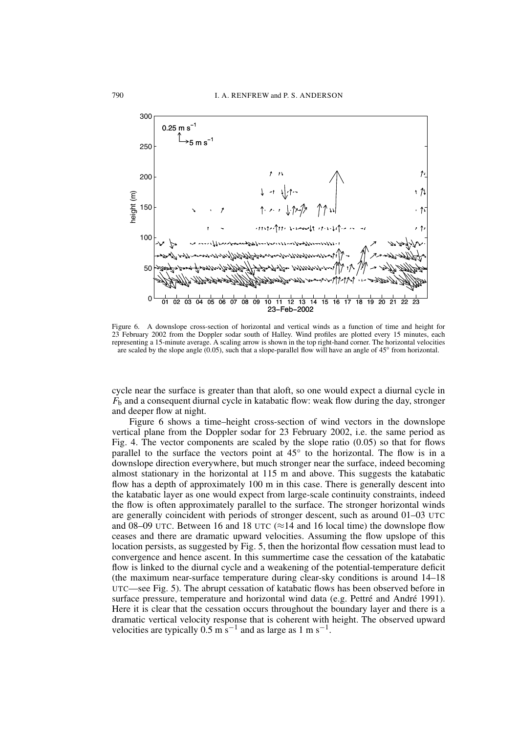Figure 6. A downslope cross-section of horizontal and vertical winds as a function of time and height for 23 February 2002 from the Doppler sodar south of Halley. Wind profiles are plotted every 15 minutes, each representing a 15-minute average. A scaling arrow is shown in the top right-hand corner. The horizontal velocities are scaled by the slope angle (0.05), such that a slope-parallel flow will have an angle of 45° from horizontal.

cycle near the surface is greater than that aloft, so one would expect a diurnal cycle in $F_b$ and a consequent diurnal cycle in katabatic flow: weak flow during the day, stronger and deeper flow at night.

Figure 6 shows a time–height cross-section of wind vectors in the downslope vertical plane from the Doppler sodar for 23 February 2002, i.e. the same period as Fig. 4. The vector components are scaled by the slope ratio (0.05) so that for flows parallel to the surface the vectors point at 45° to the horizontal. The flow is in a downslope direction everywhere, but much stronger near the surface, indeed becoming almost stationary in the horizontal at 115 m and above. This suggests the katabatic flow has a depth of approximately 100 m in this case. There is generally descent into the katabatic layer as one would expect from large-scale continuity constraints, indeed the flow is often approximately parallel to the surface. The stronger horizontal winds are generally coincident with periods of stronger descent, such as around 01–03 UTC and 08–09 UTC. Between 16 and 18 UTC (≈14 and 16 local time) the downslope flow ceases and there are dramatic upward velocities. Assuming the flow upslope of this location persists, as suggested by Fig. 5, then the horizontal flow cessation must lead to convergence and hence ascent. In this summertime case the cessation of the katabatic flow is linked to the diurnal cycle and a weakening of the potential-temperature deficit (the maximum near-surface temperature during clear-sky conditions is around 14–18 UTC—see Fig. 5). The abrupt cessation of katabatic flows has been observed before in surface pressure, temperature and horizontal wind data (e.g. Pettré and André 1991). Here it is clear that the cessation occurs throughout the boundary layer and there is a dramatic vertical velocity response that is coherent with height. The observed upward velocities are typically 0.5 m s$^{-1}$ and as large as 1 m s$^{-1}$.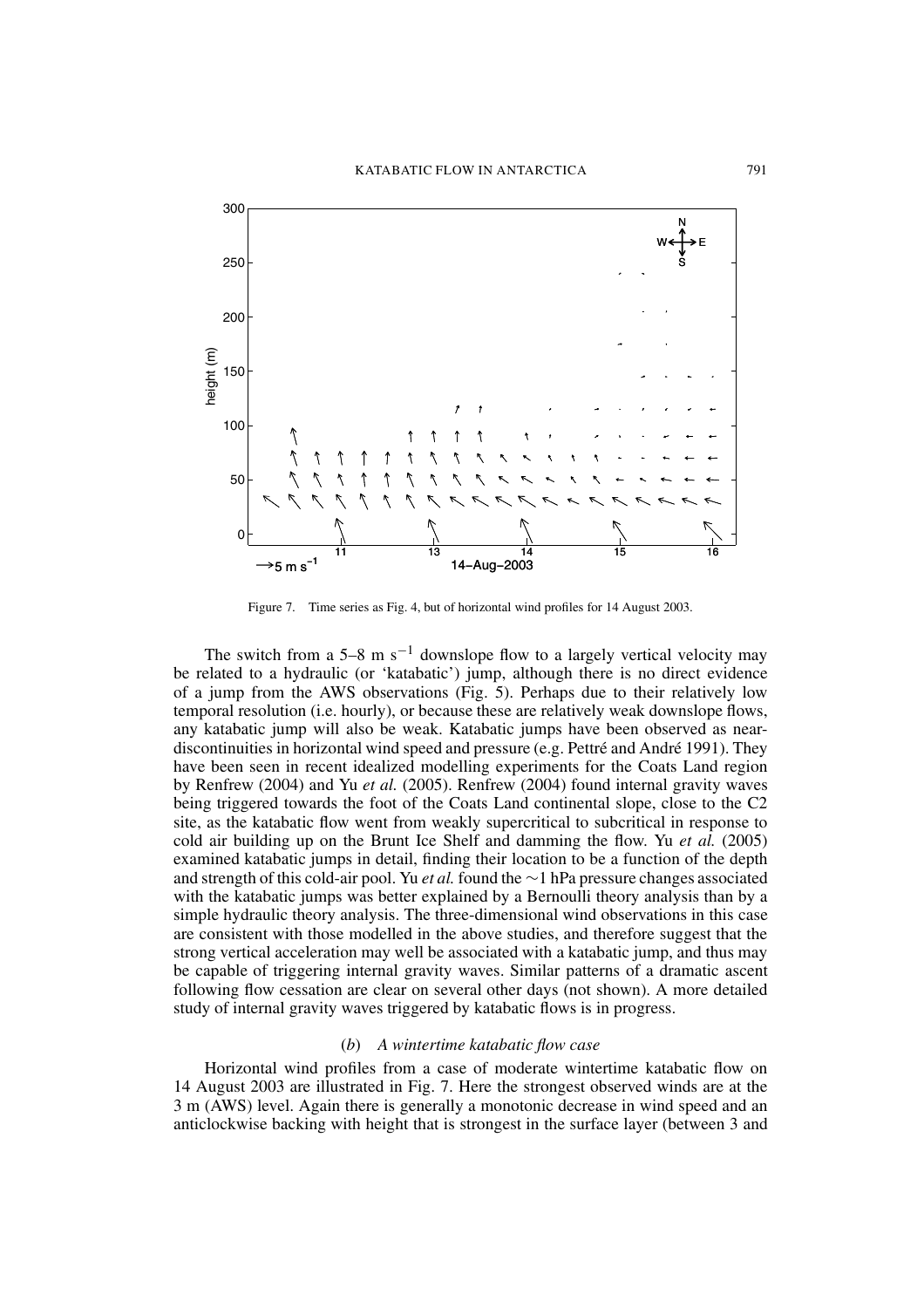Figure 7. Time series as Fig. 4, but of horizontal wind profiles for 14 August 2003.

The switch from a 5–8 m s$^{-1}$ downslope flow to a largely vertical velocity may be related to a hydraulic (or 'katabatic') jump, although there is no direct evidence of a jump from the AWS observations (Fig. 5). Perhaps due to their relatively low temporal resolution (i.e. hourly), or because these are relatively weak downslope flows, any katabatic jump will also be weak. Katabatic jumps have been observed as near-discontinuities in horizontal wind speed and pressure (e.g. Pettré and André 1991). They have been seen in recent idealized modelling experiments for the Coats Land region by Renfrew (2004) and Yu *et al.* (2005). Renfrew (2004) found internal gravity waves being triggered towards the foot of the Coats Land continental slope, close to the C2 site, as the katabatic flow went from weakly supercritical to subcritical in response to cold air building up on the Brunt Ice Shelf and damming the flow. Yu *et al.* (2005) examined katabatic jumps in detail, finding their location to be a function of the depth and strength of this cold-air pool. Yu *et al.* found the ~1 hPa pressure changes associated with the katabatic jumps was better explained by a Bernoulli theory analysis than by a simple hydraulic theory analysis. The three-dimensional wind observations in this case are consistent with those modelled in the above studies, and therefore suggest that the strong vertical acceleration may well be associated with a katabatic jump, and thus may be capable of triggering internal gravity waves. Similar patterns of a dramatic ascent following flow cessation are clear on several other days (not shown). A more detailed study of internal gravity waves triggered by katabatic flows is in progress.

### (*b*) *A wintertime katabatic flow case*

Horizontal wind profiles from a case of moderate wintertime katabatic flow on 14 August 2003 are illustrated in Fig. 7. Here the strongest observed winds are at the 3 m (AWS) level. Again there is generally a monotonic decrease in wind speed and an anticlockwise backing with height that is strongest in the surface layer (between 3 and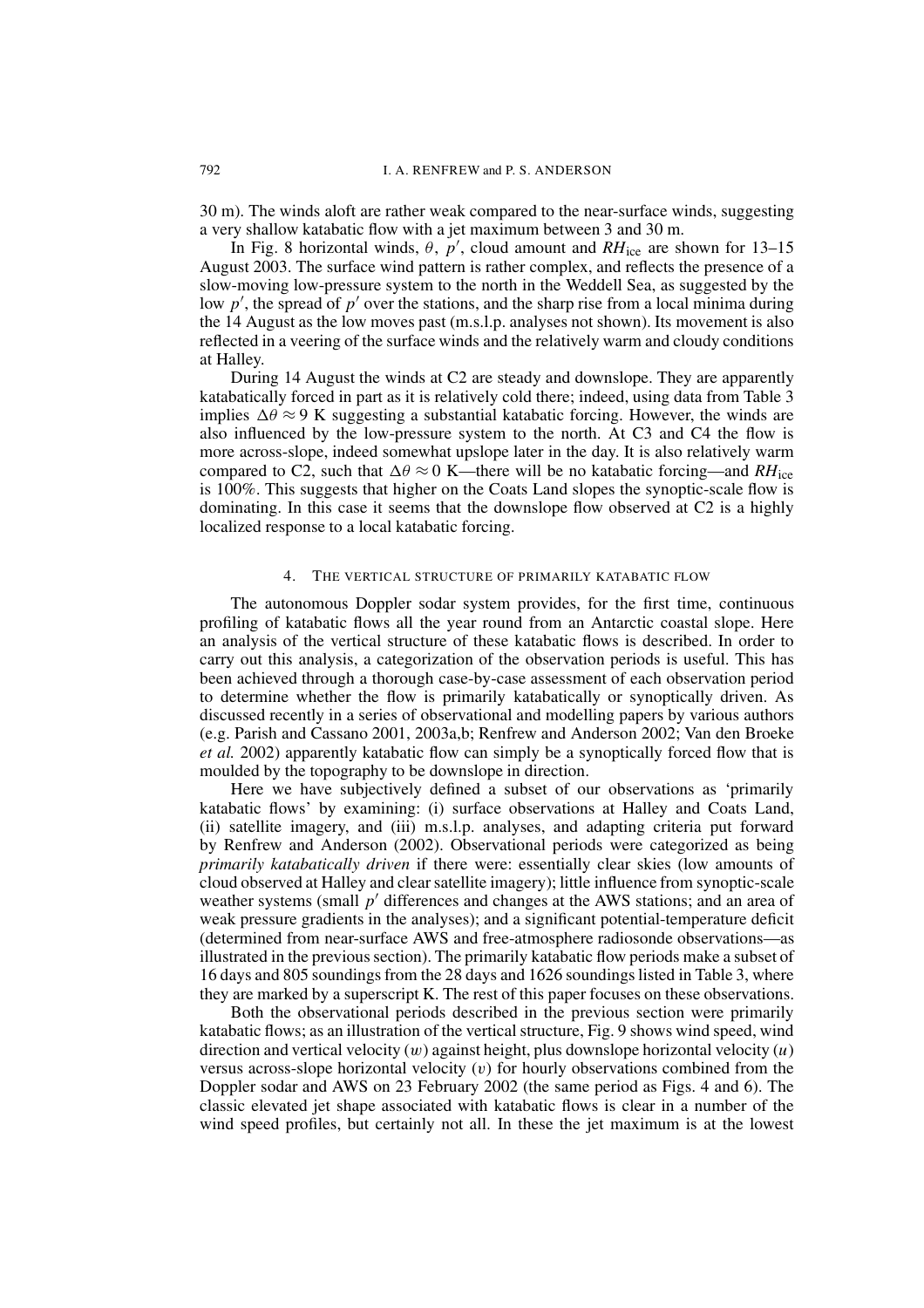30 m). The winds aloft are rather weak compared to the near-surface winds, suggesting a very shallow katabatic flow with a jet maximum between 3 and 30 m.

In Fig. 8 horizontal winds, $\theta$, $p'$, cloud amount and $RH_{\text{ice}}$ are shown for 13–15 August 2003. The surface wind pattern is rather complex, and reflects the presence of a slow-moving low-pressure system to the north in the Weddell Sea, as suggested by the low $p'$, the spread of $p'$ over the stations, and the sharp rise from a local minima during the 14 August as the low moves past (m.s.l.p. analyses not shown). Its movement is also reflected in a veering of the surface winds and the relatively warm and cloudy conditions at Halley.

During 14 August the winds at C2 are steady and downslope. They are apparently katabatically forced in part as it is relatively cold there; indeed, using data from Table 3 implies $\Delta\theta \approx 9$ K suggesting a substantial katabatic forcing. However, the winds are also influenced by the low-pressure system to the north. At C3 and C4 the flow is more across-slope, indeed somewhat upslope later in the day. It is also relatively warm compared to C2, such that $\Delta\theta \approx 0$ K—there will be no katabatic forcing—and $RH_{\text{ice}}$ is 100%. This suggests that higher on the Coats Land slopes the synoptic-scale flow is dominating. In this case it seems that the downslope flow observed at C2 is a highly localized response to a local katabatic forcing.

## 4. The vertical structure of primarily katabatic flow

The autonomous Doppler sodar system provides, for the first time, continuous profiling of katabatic flows all the year round from an Antarctic coastal slope. Here an analysis of the vertical structure of these katabatic flows is described. In order to carry out this analysis, a categorization of the observation periods is useful. This has been achieved through a thorough case-by-case assessment of each observation period to determine whether the flow is primarily katabatically or synoptically driven. As discussed recently in a series of observational and modelling papers by various authors (e.g. Parish and Cassano 2001, 2003a,b; Renfrew and Anderson 2002; Van den Broeke *et al.* 2002) apparently katabatic flow can simply be a synoptically forced flow that is moulded by the topography to be downslope in direction.

Here we have subjectively defined a subset of our observations as 'primarily katabatic flows' by examining: (i) surface observations at Halley and Coats Land, (ii) satellite imagery, and (iii) m.s.l.p. analyses, and adapting criteria put forward by Renfrew and Anderson (2002). Observational periods were categorized as being *primarily katabatically driven* if there were: essentially clear skies (low amounts of cloud observed at Halley and clear satellite imagery); little influence from synoptic-scale weather systems (small $p'$ differences and changes at the AWS stations; and an area of weak pressure gradients in the analyses); and a significant potential-temperature deficit (determined from near-surface AWS and free-atmosphere radiosonde observations—as illustrated in the previous section). The primarily katabatic flow periods make a subset of 16 days and 805 soundings from the 28 days and 1626 soundings listed in Table 3, where they are marked by a superscript K. The rest of this paper focuses on these observations.

Both the observational periods described in the previous section were primarily katabatic flows; as an illustration of the vertical structure, Fig. 9 shows wind speed, wind direction and vertical velocity ($w$) against height, plus downslope horizontal velocity ($u$) versus across-slope horizontal velocity ($v$) for hourly observations combined from the Doppler sodar and AWS on 23 February 2002 (the same period as Figs. 4 and 6). The classic elevated jet shape associated with katabatic flows is clear in a number of the wind speed profiles, but certainly not all. In these the jet maximum is at the lowest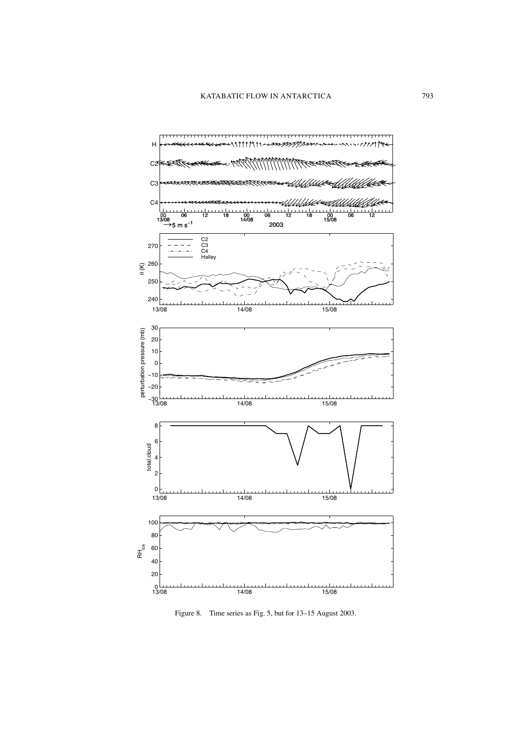Figure 8. Time series as Fig. 5, but for 13–15 August 2003.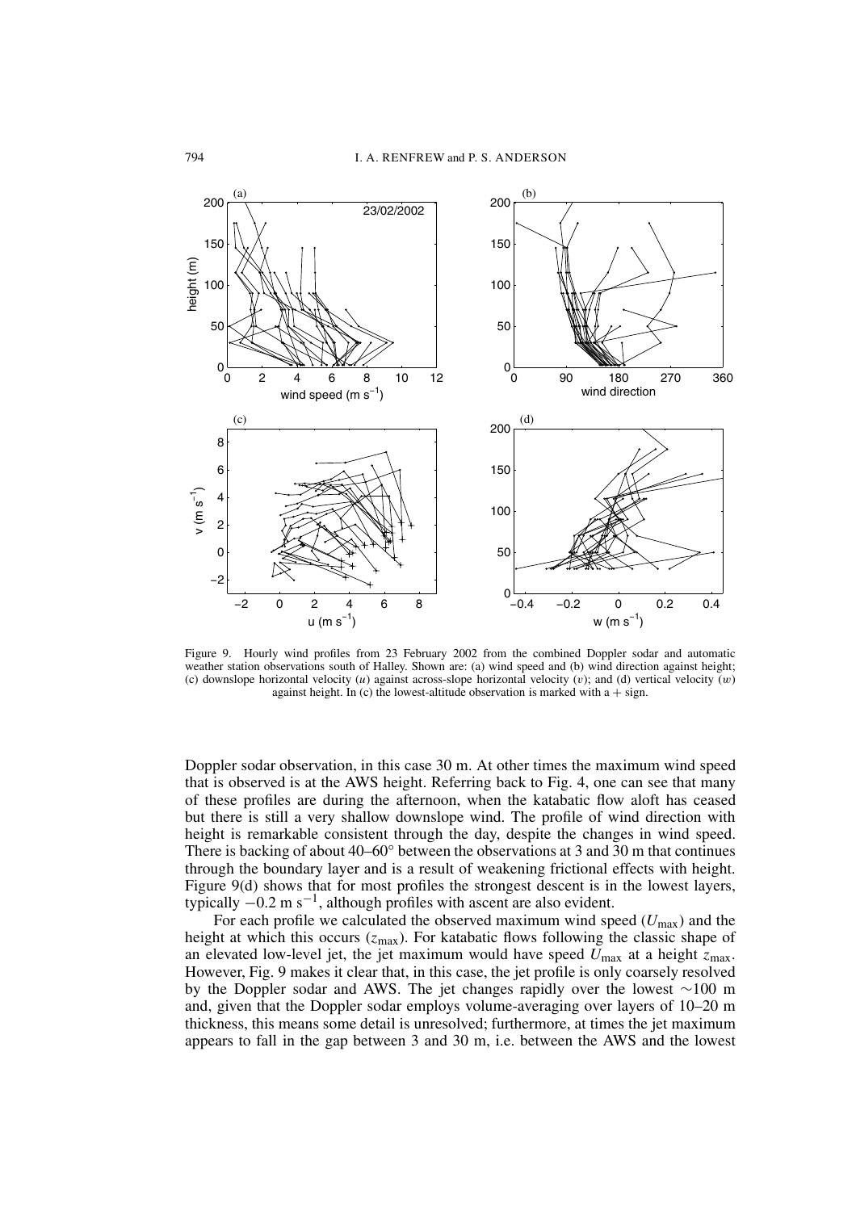Figure 9. Hourly wind profiles from 23 February 2002 from the combined Doppler sodar and automatic weather station observations south of Halley. Shown are: (a) wind speed and (b) wind direction against height; (c) downslope horizontal velocity ($u$) against across-slope horizontal velocity ($v$); and (d) vertical velocity ($w$) against height. In (c) the lowest-altitude observation is marked with a + sign.

Doppler sodar observation, in this case 30 m. At other times the maximum wind speed that is observed is at the AWS height. Referring back to Fig. 4, one can see that many of these profiles are during the afternoon, when the katabatic flow aloft has ceased but there is still a very shallow downslope wind. The profile of wind direction with height is remarkable consistent through the day, despite the changes in wind speed. There is backing of about 40–60° between the observations at 3 and 30 m that continues through the boundary layer and is a result of weakening frictional effects with height. Figure 9(d) shows that for most profiles the strongest descent is in the lowest layers, typically $-0.2$ m s$^{-1}$, although profiles with ascent are also evident.

For each profile we calculated the observed maximum wind speed ($U_{\max}$) and the height at which this occurs ($z_{\max}$). For katabatic flows following the classic shape of an elevated low-level jet, the jet maximum would have speed $U_{\max}$ at a height $z_{\max}$. However, Fig. 9 makes it clear that, in this case, the jet profile is only coarsely resolved by the Doppler sodar and AWS. The jet changes rapidly over the lowest ~100 m and, given that the Doppler sodar employs volume-averaging over layers of 10–20 m thickness, this means some detail is unresolved; furthermore, at times the jet maximum appears to fall in the gap between 3 and 30 m, i.e. between the AWS and the lowest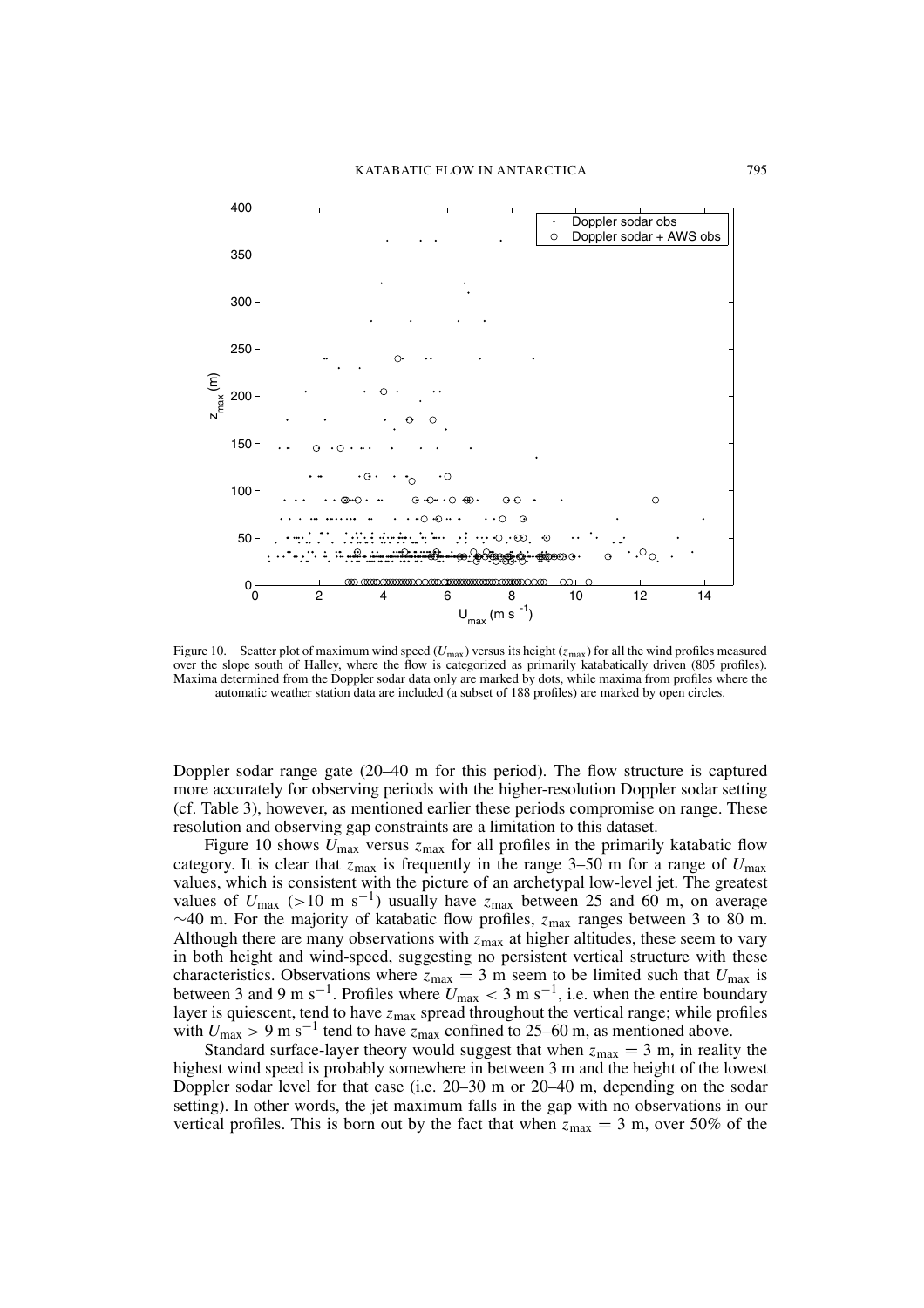Figure 10. Scatter plot of maximum wind speed ($U_{max}$) versus its height ($z_{max}$) for all the wind profiles measured over the slope south of Halley, where the flow is categorized as primarily katabatically driven (805 profiles). Maxima determined from the Doppler sodar data only are marked by dots, while maxima from profiles where the automatic weather station data are included (a subset of 188 profiles) are marked by open circles.

Doppler sodar range gate (20–40 m for this period). The flow structure is captured more accurately for observing periods with the higher-resolution Doppler sodar setting (cf. Table 3), however, as mentioned earlier these periods compromise on range. These resolution and observing gap constraints are a limitation to this dataset.

Figure 10 shows $U_{max}$ versus $z_{max}$ for all profiles in the primarily katabatic flow category. It is clear that $z_{max}$ is frequently in the range 3–50 m for a range of $U_{max}$ values, which is consistent with the picture of an archetypal low-level jet. The greatest values of $U_{max}$ ($>10$ m s$^{-1}$) usually have $z_{max}$ between 25 and 60 m, on average $\sim$40 m. For the majority of katabatic flow profiles, $z_{max}$ ranges between 3 to 80 m. Although there are many observations with $z_{max}$ at higher altitudes, these seem to vary in both height and wind-speed, suggesting no persistent vertical structure with these characteristics. Observations where $z_{max} = 3$ m seem to be limited such that $U_{max}$ is between 3 and 9 m s$^{-1}$. Profiles where $U_{max} < 3$ m s$^{-1}$, i.e. when the entire boundary layer is quiescent, tend to have $z_{max}$ spread throughout the vertical range; while profiles with $U_{max} > 9$ m s$^{-1}$ tend to have $z_{max}$ confined to 25–60 m, as mentioned above.

Standard surface-layer theory would suggest that when $z_{max} = 3$ m, in reality the highest wind speed is probably somewhere in between 3 m and the height of the lowest Doppler sodar level for that case (i.e. 20–30 m or 20–40 m, depending on the sodar setting). In other words, the jet maximum falls in the gap with no observations in our vertical profiles. This is born out by the fact that when $z_{max} = 3$ m, over 50% of the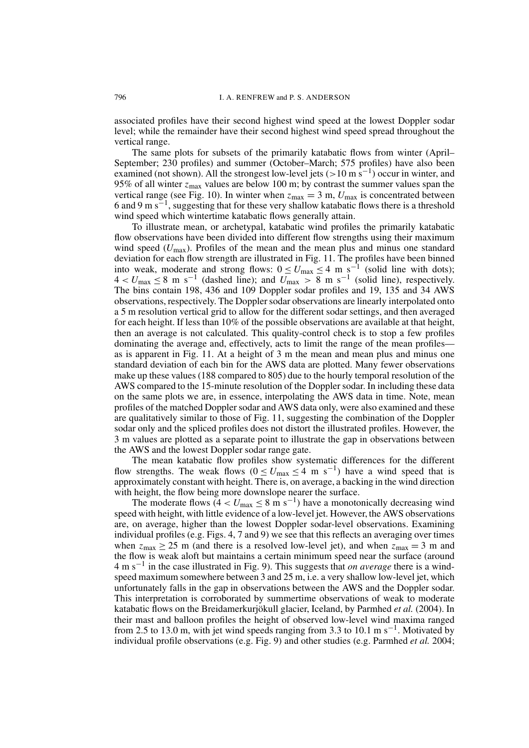associated profiles have their second highest wind speed at the lowest Doppler sodar level; while the remainder have their second highest wind speed spread throughout the vertical range.

The same plots for subsets of the primarily katabatic flows from winter (April–September; 230 profiles) and summer (October–March; 575 profiles) have also been examined (not shown). All the strongest low-level jets ($>10$ m s$^{-1}$) occur in winter, and 95% of all winter $z_{\max}$ values are below 100 m; by contrast the summer values span the vertical range (see Fig. 10). In winter when $z_{\max} = 3$ m, $U_{\max}$ is concentrated between 6 and 9 m s$^{-1}$, suggesting that for these very shallow katabatic flows there is a threshold wind speed which wintertime katabatic flows generally attain.

To illustrate mean, or archetypal, katabatic wind profiles the primarily katabatic flow observations have been divided into different flow strengths using their maximum wind speed ($U_{\max}$). Profiles of the mean and the mean plus and minus one standard deviation for each flow strength are illustrated in Fig. 11. The profiles have been binned into weak, moderate and strong flows: $0 \leq U_{\max} \leq 4$ m s$^{-1}$ (solid line with dots); $4 < U_{\max} \leq 8$ m s$^{-1}$ (dashed line); and $U_{\max} > 8$ m s$^{-1}$ (solid line), respectively. The bins contain 198, 436 and 109 Doppler sodar profiles and 19, 135 and 34 AWS observations, respectively. The Doppler sodar observations are linearly interpolated onto a 5 m resolution vertical grid to allow for the different sodar settings, and then averaged for each height. If less than 10% of the possible observations are available at that height, then an average is not calculated. This quality-control check is to stop a few profiles dominating the average and, effectively, acts to limit the range of the mean profiles—as is apparent in Fig. 11. At a height of 3 m the mean and mean plus and minus one standard deviation of each bin for the AWS data are plotted. Many fewer observations make up these values (188 compared to 805) due to the hourly temporal resolution of the AWS compared to the 15-minute resolution of the Doppler sodar. In including these data on the same plots we are, in essence, interpolating the AWS data in time. Note, mean profiles of the matched Doppler sodar and AWS data only, were also examined and these are qualitatively similar to those of Fig. 11, suggesting the combination of the Doppler sodar only and the spliced profiles does not distort the illustrated profiles. However, the 3 m values are plotted as a separate point to illustrate the gap in observations between the AWS and the lowest Doppler sodar range gate.

The mean katabatic flow profiles show systematic differences for the different flow strengths. The weak flows ($0 \leq U_{\max} \leq 4$ m s$^{-1}$) have a wind speed that is approximately constant with height. There is, on average, a backing in the wind direction with height, the flow being more downslope nearer the surface.

The moderate flows ($4 < U_{\max} \leq 8$ m s$^{-1}$) have a monotonically decreasing wind speed with height, with little evidence of a low-level jet. However, the AWS observations are, on average, higher than the lowest Doppler sodar-level observations. Examining individual profiles (e.g. Figs. 4, 7 and 9) we see that this reflects an averaging over times when $z_{\max} \geq 25$ m (and there is a resolved low-level jet), and when $z_{\max} = 3$ m and the flow is weak aloft but maintains a certain minimum speed near the surface (around 4 m s$^{-1}$ in the case illustrated in Fig. 9). This suggests that *on average* there is a wind-speed maximum somewhere between 3 and 25 m, i.e. a very shallow low-level jet, which unfortunately falls in the gap in observations between the AWS and the Doppler sodar. This interpretation is corroborated by summertime observations of weak to moderate katabatic flows on the Breidamerkurjökull glacier, Iceland, by Parmhed *et al.* (2004). In their mast and balloon profiles the height of observed low-level wind maxima ranged from 2.5 to 13.0 m, with jet wind speeds ranging from 3.3 to 10.1 m s$^{-1}$. Motivated by individual profile observations (e.g. Fig. 9) and other studies (e.g. Parmhed *et al.* 2004;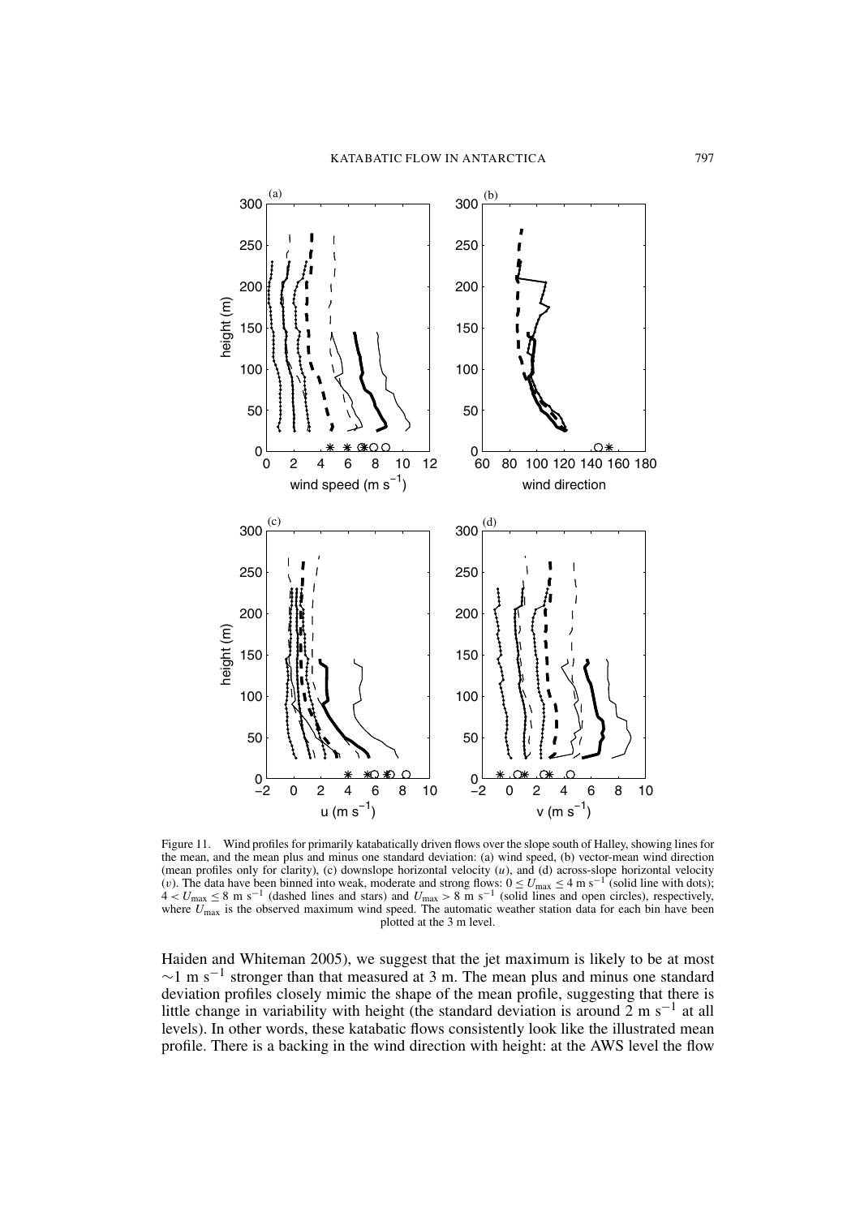Figure 11. Wind profiles for primarily katabatically driven flows over the slope south of Halley, showing lines for the mean, and the mean plus and minus one standard deviation: (a) wind speed, (b) vector-mean wind direction (mean profiles only for clarity), (c) downslope horizontal velocity ($u$), and (d) across-slope horizontal velocity ($v$). The data have been binned into weak, moderate and strong flows: $0 \leq U_{max} \leq 4$ m s$^{-1}$ (solid line with dots); $4 < U_{max} \leq 8$ m s$^{-1}$ (dashed lines and stars) and $U_{max} > 8$ m s$^{-1}$ (solid lines and open circles), respectively, where $U_{max}$ is the observed maximum wind speed. The automatic weather station data for each bin have been plotted at the 3 m level.

Haiden and Whiteman 2005), we suggest that the jet maximum is likely to be at most $\sim$1 m s$^{-1}$ stronger than that measured at 3 m. The mean plus and minus one standard deviation profiles closely mimic the shape of the mean profile, suggesting that there is little change in variability with height (the standard deviation is around 2 m s$^{-1}$ at all levels). In other words, these katabatic flows consistently look like the illustrated mean profile. There is a backing in the wind direction with height: at the AWS level the flow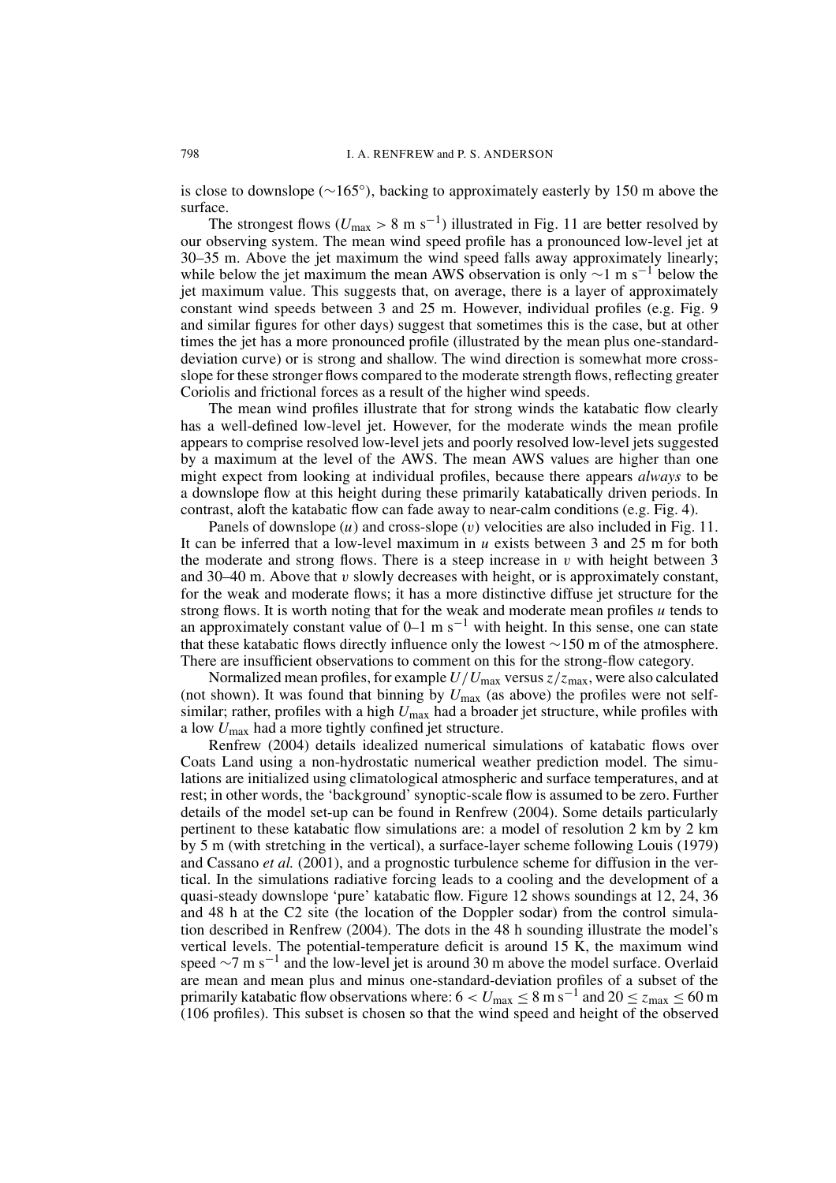is close to downslope (~165°), backing to approximately easterly by 150 m above the surface.

The strongest flows ($U_{\max} > 8$ m s$^{-1}$) illustrated in Fig. 11 are better resolved by our observing system. The mean wind speed profile has a pronounced low-level jet at 30–35 m. Above the jet maximum the wind speed falls away approximately linearly; while below the jet maximum the mean AWS observation is only ~1 m s$^{-1}$ below the jet maximum value. This suggests that, on average, there is a layer of approximately constant wind speeds between 3 and 25 m. However, individual profiles (e.g. Fig. 9 and similar figures for other days) suggest that sometimes this is the case, but at other times the jet has a more pronounced profile (illustrated by the mean plus one-standard-deviation curve) or is strong and shallow. The wind direction is somewhat more cross-slope for these stronger flows compared to the moderate strength flows, reflecting greater Coriolis and frictional forces as a result of the higher wind speeds.

The mean wind profiles illustrate that for strong winds the katabatic flow clearly has a well-defined low-level jet. However, for the moderate winds the mean profile appears to comprise resolved low-level jets and poorly resolved low-level jets suggested by a maximum at the level of the AWS. The mean AWS values are higher than one might expect from looking at individual profiles, because there appears *always* to be a downslope flow at this height during these primarily katabatically driven periods. In contrast, aloft the katabatic flow can fade away to near-calm conditions (e.g. Fig. 4).

Panels of downslope ($u$) and cross-slope ($v$) velocities are also included in Fig. 11. It can be inferred that a low-level maximum in $u$ exists between 3 and 25 m for both the moderate and strong flows. There is a steep increase in $v$ with height between 3 and 30–40 m. Above that $v$ slowly decreases with height, or is approximately constant, for the weak and moderate flows; it has a more distinctive diffuse jet structure for the strong flows. It is worth noting that for the weak and moderate mean profiles $u$ tends to an approximately constant value of 0–1 m s$^{-1}$ with height. In this sense, one can state that these katabatic flows directly influence only the lowest ~150 m of the atmosphere. There are insufficient observations to comment on this for the strong-flow category.

Normalized mean profiles, for example $U/U_{\max}$ versus $z/z_{\max}$, were also calculated (not shown). It was found that binning by $U_{\max}$ (as above) the profiles were not self-similar; rather, profiles with a high $U_{\max}$ had a broader jet structure, while profiles with a low $U_{\max}$ had a more tightly confined jet structure.

Renfrew (2004) details idealized numerical simulations of katabatic flows over Coats Land using a non-hydrostatic numerical weather prediction model. The simulations are initialized using climatological atmospheric and surface temperatures, and at rest; in other words, the 'background' synoptic-scale flow is assumed to be zero. Further details of the model set-up can be found in Renfrew (2004). Some details particularly pertinent to these katabatic flow simulations are: a model of resolution 2 km by 2 km by 5 m (with stretching in the vertical), a surface-layer scheme following Louis (1979) and Cassano *et al.* (2001), and a prognostic turbulence scheme for diffusion in the vertical. In the simulations radiative forcing leads to a cooling and the development of a quasi-steady downslope 'pure' katabatic flow. Figure 12 shows soundings at 12, 24, 36 and 48 h at the C2 site (the location of the Doppler sodar) from the control simulation described in Renfrew (2004). The dots in the 48 h sounding illustrate the model's vertical levels. The potential-temperature deficit is around 15 K, the maximum wind speed ~7 m s$^{-1}$ and the low-level jet is around 30 m above the model surface. Overlaid are mean and mean plus and minus one-standard-deviation profiles of a subset of the primarily katabatic flow observations where: $6 < U_{\max} \leq 8$ m s$^{-1}$ and $20 \leq z_{\max} \leq 60$ m (106 profiles). This subset is chosen so that the wind speed and height of the observed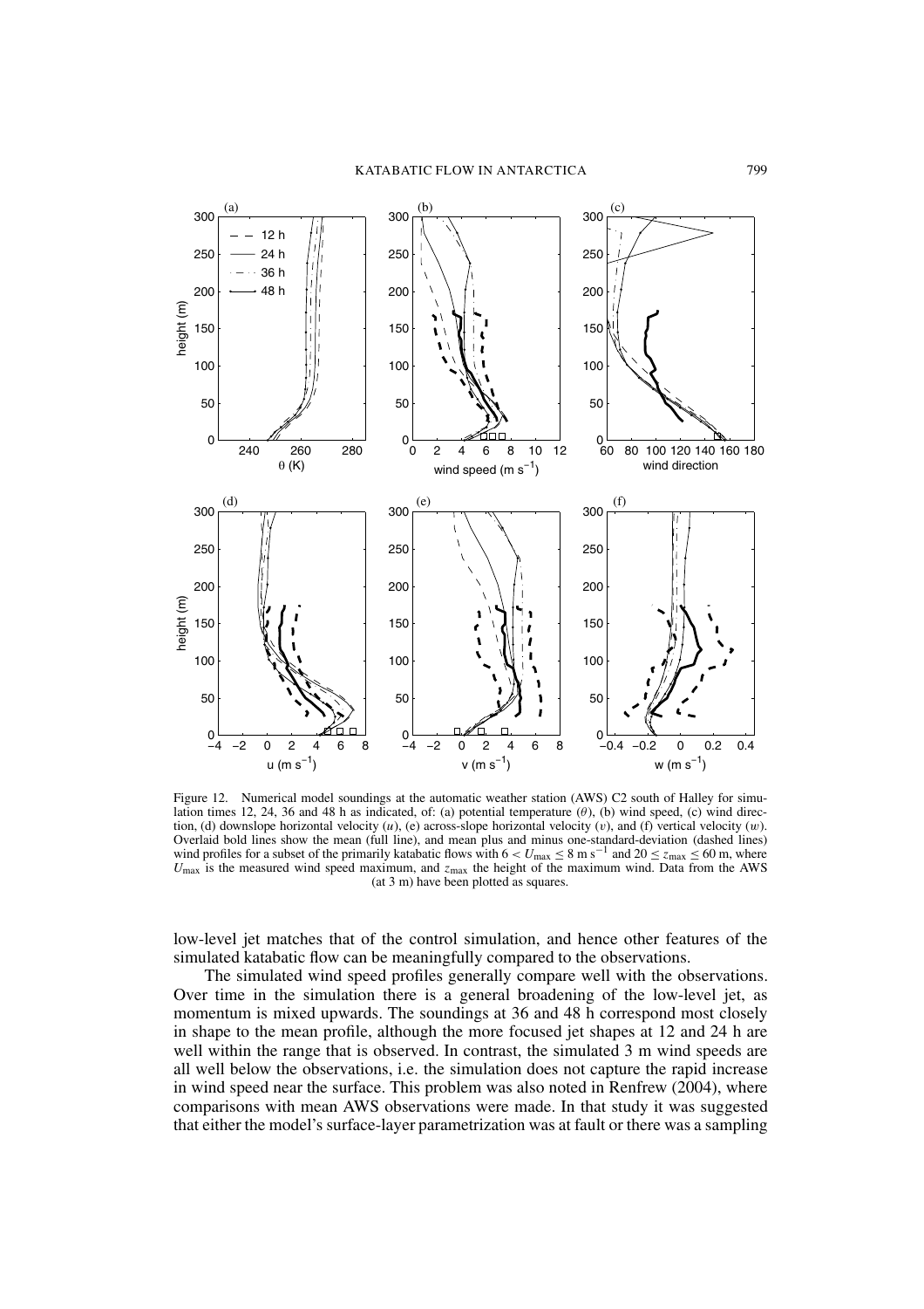Figure 12. Numerical model soundings at the automatic weather station (AWS) C2 south of Halley for simulation times 12, 24, 36 and 48 h as indicated, of: (a) potential temperature ($\theta$), (b) wind speed, (c) wind direction, (d) downslope horizontal velocity ($u$), (e) across-slope horizontal velocity ($v$), and (f) vertical velocity ($w$). Overlaid bold lines show the mean (full line), and mean plus and minus one-standard-deviation (dashed lines) wind profiles for a subset of the primarily katabatic flows with $6 < U_{\max} \leq 8$ m s$^{-1}$ and $20 \leq z_{\max} \leq 60$ m, where $U_{\max}$ is the measured wind speed maximum, and $z_{\max}$ the height of the maximum wind. Data from the AWS (at 3 m) have been plotted as squares.

low-level jet matches that of the control simulation, and hence other features of the simulated katabatic flow can be meaningfully compared to the observations.

The simulated wind speed profiles generally compare well with the observations. Over time in the simulation there is a general broadening of the low-level jet, as momentum is mixed upwards. The soundings at 36 and 48 h correspond most closely in shape to the mean profile, although the more focused jet shapes at 12 and 24 h are well within the range that is observed. In contrast, the simulated 3 m wind speeds are all well below the observations, i.e. the simulation does not capture the rapid increase in wind speed near the surface. This problem was also noted in Renfrew (2004), where comparisons with mean AWS observations were made. In that study it was suggested that either the model's surface-layer parametrization was at fault or there was a sampling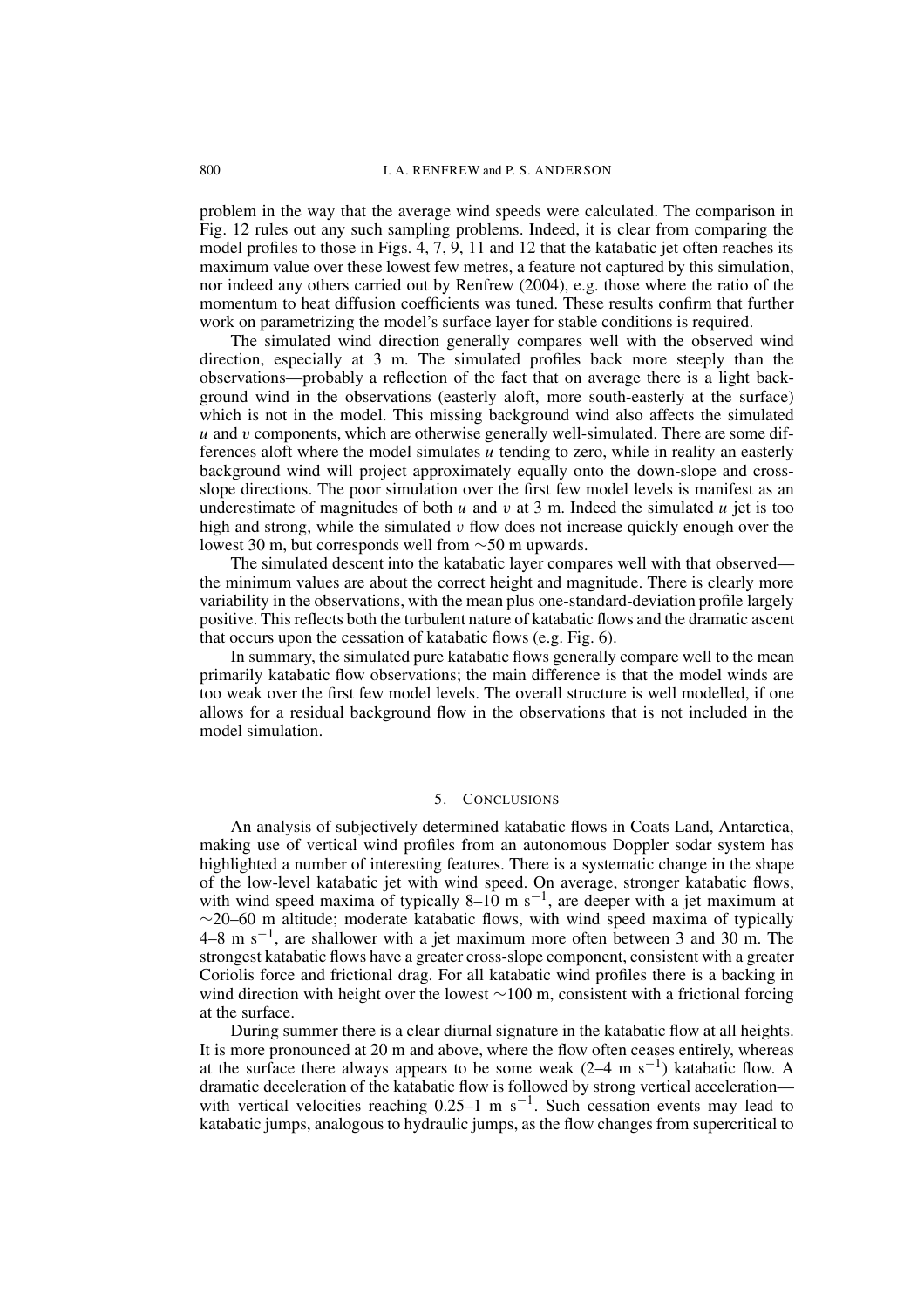problem in the way that the average wind speeds were calculated. The comparison in Fig. 12 rules out any such sampling problems. Indeed, it is clear from comparing the model profiles to those in Figs. 4, 7, 9, 11 and 12 that the katabatic jet often reaches its maximum value over these lowest few metres, a feature not captured by this simulation, nor indeed any others carried out by Renfrew (2004), e.g. those where the ratio of the momentum to heat diffusion coefficients was tuned. These results confirm that further work on parametrizing the model's surface layer for stable conditions is required.

The simulated wind direction generally compares well with the observed wind direction, especially at 3 m. The simulated profiles back more steeply than the observations—probably a reflection of the fact that on average there is a light background wind in the observations (easterly aloft, more south-easterly at the surface) which is not in the model. This missing background wind also affects the simulated $u$ and $v$ components, which are otherwise generally well-simulated. There are some differences aloft where the model simulates $u$ tending to zero, while in reality an easterly background wind will project approximately equally onto the down-slope and cross-slope directions. The poor simulation over the first few model levels is manifest as an underestimate of magnitudes of both $u$ and $v$ at 3 m. Indeed the simulated $u$ jet is too high and strong, while the simulated $v$ flow does not increase quickly enough over the lowest 30 m, but corresponds well from ~50 m upwards.

The simulated descent into the katabatic layer compares well with that observed—the minimum values are about the correct height and magnitude. There is clearly more variability in the observations, with the mean plus one-standard-deviation profile largely positive. This reflects both the turbulent nature of katabatic flows and the dramatic ascent that occurs upon the cessation of katabatic flows (e.g. Fig. 6).

In summary, the simulated pure katabatic flows generally compare well to the mean primarily katabatic flow observations; the main difference is that the model winds are too weak over the first few model levels. The overall structure is well modelled, if one allows for a residual background flow in the observations that is not included in the model simulation.

## 5. Conclusions

An analysis of subjectively determined katabatic flows in Coats Land, Antarctica, making use of vertical wind profiles from an autonomous Doppler sodar system has highlighted a number of interesting features. There is a systematic change in the shape of the low-level katabatic jet with wind speed. On average, stronger katabatic flows, with wind speed maxima of typically 8–10 m s$^{-1}$, are deeper with a jet maximum at ~20–60 m altitude; moderate katabatic flows, with wind speed maxima of typically 4–8 m s$^{-1}$, are shallower with a jet maximum more often between 3 and 30 m. The strongest katabatic flows have a greater cross-slope component, consistent with a greater Coriolis force and frictional drag. For all katabatic wind profiles there is a backing in wind direction with height over the lowest ~100 m, consistent with a frictional forcing at the surface.

During summer there is a clear diurnal signature in the katabatic flow at all heights. It is more pronounced at 20 m and above, where the flow often ceases entirely, whereas at the surface there always appears to be some weak (2–4 m s$^{-1}$) katabatic flow. A dramatic deceleration of the katabatic flow is followed by strong vertical acceleration—with vertical velocities reaching 0.25–1 m s$^{-1}$. Such cessation events may lead to katabatic jumps, analogous to hydraulic jumps, as the flow changes from supercritical to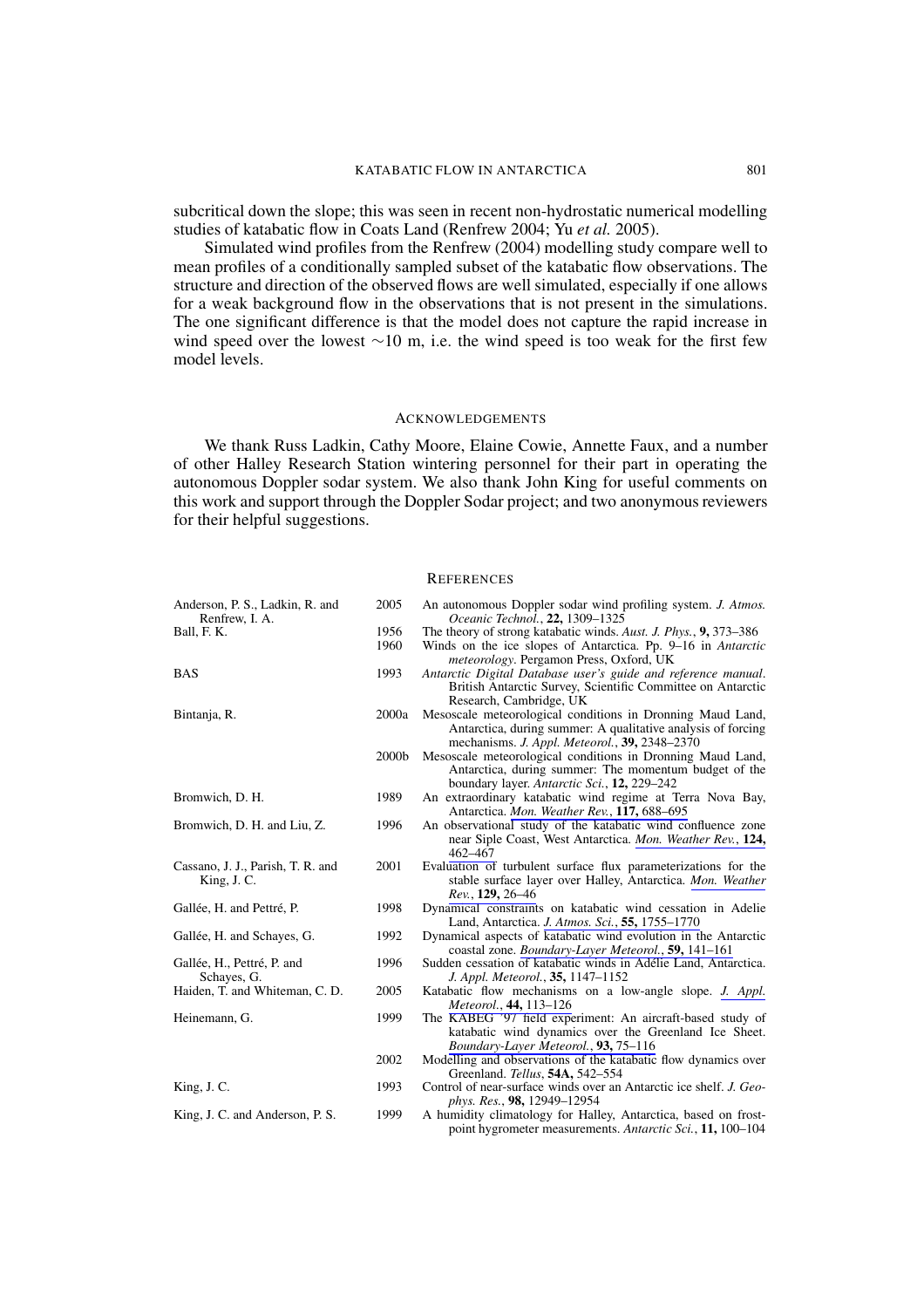subcritical down the slope; this was seen in recent non-hydrostatic numerical modelling studies of katabatic flow in Coats Land (Renfrew 2004; Yu *et al.* 2005).

Simulated wind profiles from the Renfrew (2004) modelling study compare well to mean profiles of a conditionally sampled subset of the katabatic flow observations. The structure and direction of the observed flows are well simulated, especially if one allows for a weak background flow in the observations that is not present in the simulations. The one significant difference is that the model does not capture the rapid increase in wind speed over the lowest ~10 m, i.e. the wind speed is too weak for the first few model levels.

## ACKNOWLEDGEMENTS

We thank Russ Ladkin, Cathy Moore, Elaine Cowie, Annette Faux, and a number of other Halley Research Station wintering personnel for their part in operating the autonomous Doppler sodar system. We also thank John King for useful comments on this work and support through the Doppler Sodar project; and two anonymous reviewers for their helpful suggestions.

## REFERENCES

| | | |
|---|---|---|
| Anderson, P. S., Ladkin, R. and Renfrew, I. A. | 2005 | An autonomous Doppler sodar wind profiling system. *J. Atmos. Oceanic Technol.*, **22,** 1309–1325 |
| Ball, F. K. | 1956 | The theory of strong katabatic winds. *Aust. J. Phys.*, **9,** 373–386 |
| | 1960 | Winds on the ice slopes of Antarctica. Pp. 9–16 in *Antarctic meteorology*. Pergamon Press, Oxford, UK |
| BAS | 1993 | *Antarctic Digital Database user's guide and reference manual*. British Antarctic Survey, Scientific Committee on Antarctic Research, Cambridge, UK |
| Bintanja, R. | 2000a | Mesoscale meteorological conditions in Dronning Maud Land, Antarctica, during summer: A qualitative analysis of forcing mechanisms. *J. Appl. Meteorol.*, **39,** 2348–2370 |
| | 2000b | Mesoscale meteorological conditions in Dronning Maud Land, Antarctica, during summer: The momentum budget of the boundary layer. *Antarctic Sci.*, **12,** 229–242 |
| Bromwich, D. H. | 1989 | An extraordinary katabatic wind regime at Terra Nova Bay, Antarctica. *Mon. Weather Rev.*, **117,** 688–695 |
| Bromwich, D. H. and Liu, Z. | 1996 | An observational study of the katabatic wind confluence zone near Siple Coast, West Antarctica. *Mon. Weather Rev.*, **124,** 462–467 |
| Cassano, J. J., Parish, T. R. and King, J. C. | 2001 | Evaluation of turbulent surface flux parameterizations for the stable surface layer over Halley, Antarctica. *Mon. Weather Rev.*, **129,** 26–46 |
| Gallée, H. and Pettré, P. | 1998 | Dynamical constraints on katabatic wind cessation in Adelie Land, Antarctica. *J. Atmos. Sci.*, **55,** 1755–1770 |
| Gallée, H. and Schayes, G. | 1992 | Dynamical aspects of katabatic wind evolution in the Antarctic coastal zone. *Boundary-Layer Meteorol.*, **59,** 141–161 |
| Gallée, H., Pettré, P. and Schayes, G. | 1996 | Sudden cessation of katabatic winds in Adélie Land, Antarctica. *J. Appl. Meteorol.*, **35,** 1147–1152 |
| Haiden, T. and Whiteman, C. D. | 2005 | Katabatic flow mechanisms on a low-angle slope. *J. Appl. Meteorol.*, **44,** 113–126 |
| Heinemann, G. | 1999 | The KABEG '97 field experiment: An aircraft-based study of katabatic wind dynamics over the Greenland Ice Sheet. *Boundary-Layer Meteorol.*, **93,** 75–116 |
| | 2002 | Modelling and observations of the katabatic flow dynamics over Greenland. *Tellus*, **54A,** 542–554 |
| King, J. C. | 1993 | Control of near-surface winds over an Antarctic ice shelf. *J. Geophys. Res.*, **98,** 12949–12954 |
| King, J. C. and Anderson, P. S. | 1999 | A humidity climatology for Halley, Antarctica, based on frost-point hygrometer measurements. *Antarctic Sci.*, **11,** 100–104 |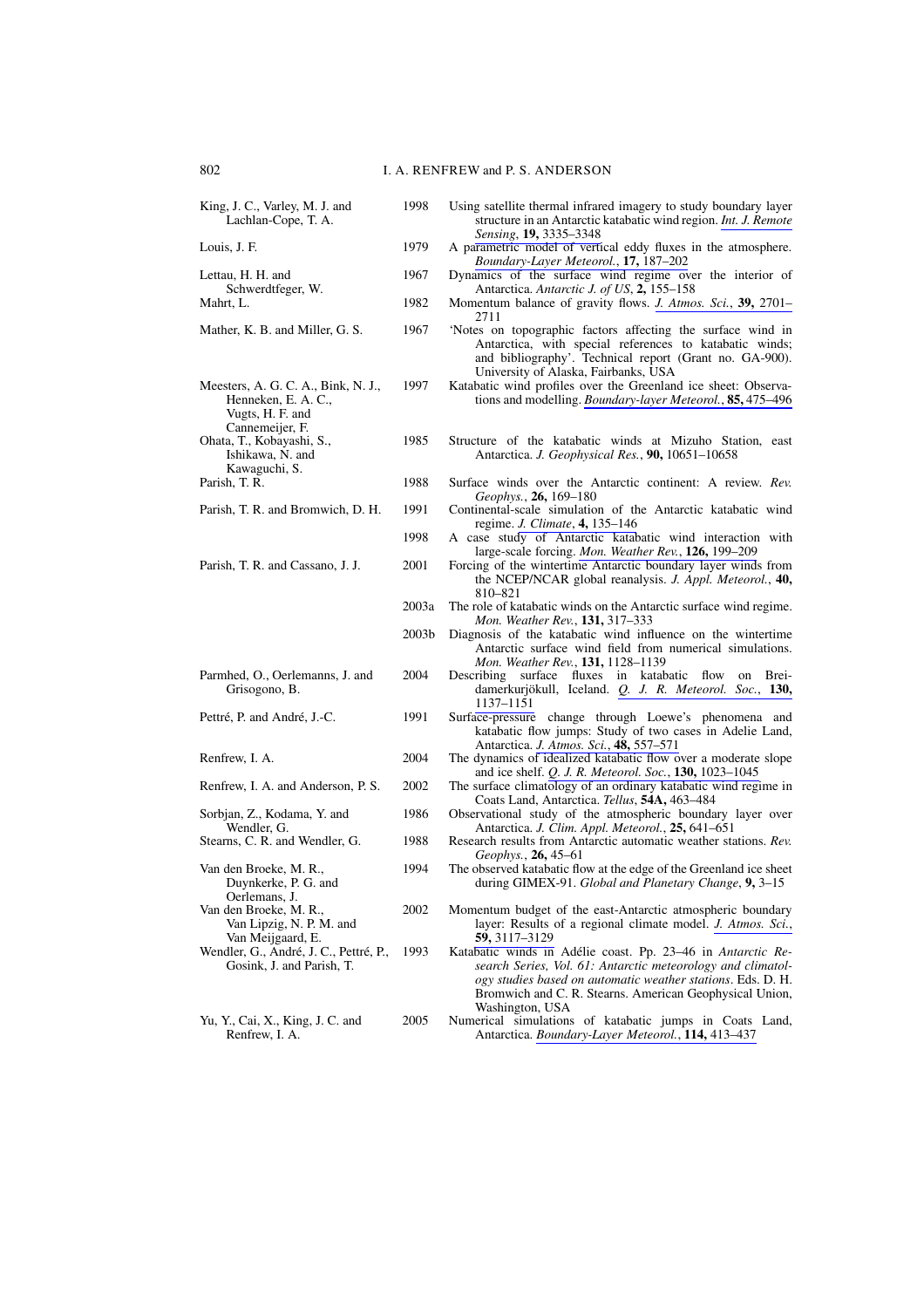King, J. C., Varley, M. J. and Lachlan-Cope, T. A. 1998 Using satellite thermal infrared imagery to study boundary layer structure in an Antarctic katabatic wind region. *Int. J. Remote Sensing*, **19,** 3335–3348

Louis, J. F. 1979 A parametric model of vertical eddy fluxes in the atmosphere. *Boundary-Layer Meteorol.*, **17,** 187–202

Lettau, H. H. and Schwerdtfeger, W. 1967 Dynamics of the surface wind regime over the interior of Antarctica. *Antarctic J. of US*, **2,** 155–158

Mahrt, L. 1982 Momentum balance of gravity flows. *J. Atmos. Sci.*, **39,** 2701–2711

Mather, K. B. and Miller, G. S. 1967 'Notes on topographic factors affecting the surface wind in Antarctica, with special references to katabatic winds; and bibliography'. Technical report (Grant no. GA-900). University of Alaska, Fairbanks, USA

Meesters, A. G. C. A., Bink, N. J., Henneken, E. A. C., Vugts, H. F. and Cannemeijer, F. 1997 Katabatic wind profiles over the Greenland ice sheet: Observations and modelling. *Boundary-layer Meteorol.*, **85,** 475–496

Ohata, T., Kobayashi, S., Ishikawa, N. and Kawaguchi, S. 1985 Structure of the katabatic winds at Mizuho Station, east Antarctica. *J. Geophysical Res.*, **90,** 10651–10658

Parish, T. R. 1988 Surface winds over the Antarctic continent: A review. *Rev. Geophys.*, **26,** 169–180

Parish, T. R. and Bromwich, D. H. 1991 Continental-scale simulation of the Antarctic katabatic wind regime. *J. Climate*, **4,** 135–146

Parish, T. R. and Bromwich, D. H. 1998 A case study of Antarctic katabatic wind interaction with large-scale forcing. *Mon. Weather Rev.*, **126,** 199–209

Parish, T. R. and Cassano, J. J. 2001 Forcing of the wintertime Antarctic boundary layer winds from the NCEP/NCAR global reanalysis. *J. Appl. Meteorol.*, **40,** 810–821

Parish, T. R. and Cassano, J. J. 2003a The role of katabatic winds on the Antarctic surface wind regime. *Mon. Weather Rev.*, **131,** 317–333

Parish, T. R. and Cassano, J. J. 2003b Diagnosis of the katabatic wind influence on the wintertime Antarctic surface wind field from numerical simulations. *Mon. Weather Rev.*, **131,** 1128–1139

Parmhed, O., Oerlemanns, J. and Grisogono, B. 2004 Describing surface fluxes in katabatic flow on Breidamerkurjökull, Iceland. *Q. J. R. Meteorol. Soc.*, **130,** 1137–1151

Pettré, P. and André, J.-C. 1991 Surface-pressure change through Loewe's phenomena and katabatic flow jumps: Study of two cases in Adelie Land, Antarctica. *J. Atmos. Sci.*, **48,** 557–571

Renfrew, I. A. 2004 The dynamics of idealized katabatic flow over a moderate slope and ice shelf. *Q. J. R. Meteorol. Soc.*, **130,** 1023–1045

Renfrew, I. A. and Anderson, P. S. 2002 The surface climatology of an ordinary katabatic wind regime in Coats Land, Antarctica. *Tellus*, **54A,** 463–484

Sorbjan, Z., Kodama, Y. and Wendler, G. 1986 Observational study of the atmospheric boundary layer over Antarctica. *J. Clim. Appl. Meteorol.*, **25,** 641–651

Stearns, C. R. and Wendler, G. 1988 Research results from Antarctic automatic weather stations. *Rev. Geophys.*, **26,** 45–61

Van den Broeke, M. R., Duynkerke, P. G. and Oerlemans, J. 1994 The observed katabatic flow at the edge of the Greenland ice sheet during GIMEX-91. *Global and Planetary Change*, **9,** 3–15

Van den Broeke, M. R., Van Lipzig, N. P. M. and Van Meijgaard, E. 2002 Momentum budget of the east-Antarctic atmospheric boundary layer: Results of a regional climate model. *J. Atmos. Sci.*, **59,** 3117–3129

Wendler, G., André, J. C., Pettré, P., Gosink, J. and Parish, T. 1993 Katabatic winds in Adélie coast. Pp. 23–46 in *Antarctic Research Series, Vol. 61: Antarctic meteorology and climatology studies based on automatic weather stations*. Eds. D. H. Bromwich and C. R. Stearns. American Geophysical Union, Washington, USA

Yu, Y., Cai, X., King, J. C. and Renfrew, I. A. 2005 Numerical simulations of katabatic jumps in Coats Land, Antarctica. *Boundary-Layer Meteorol.*, **114,** 413–437